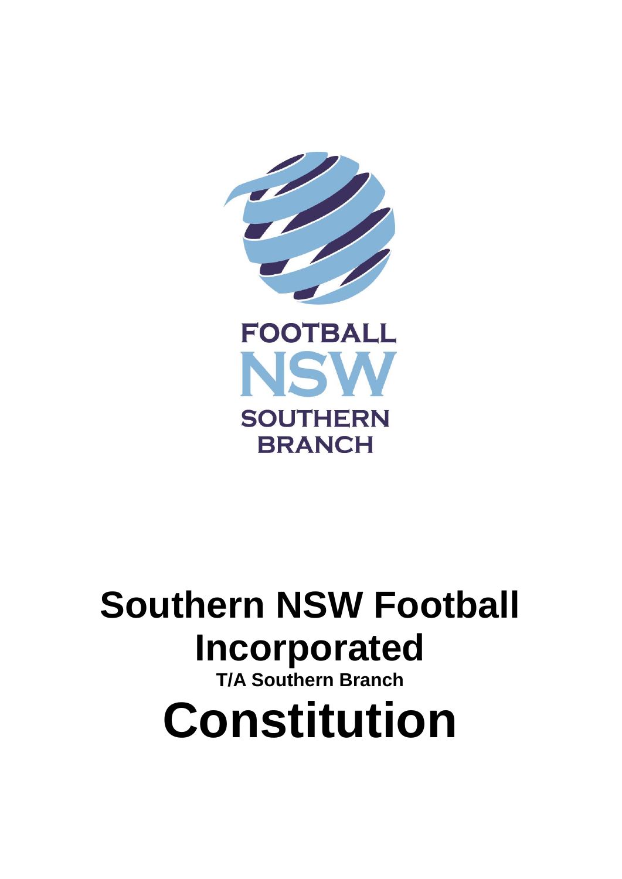FOOTBALL
NSW
SOUTHERN
BRANCH

# Southern NSW Football Incorporated

**T/A Southern Branch**

# Constitution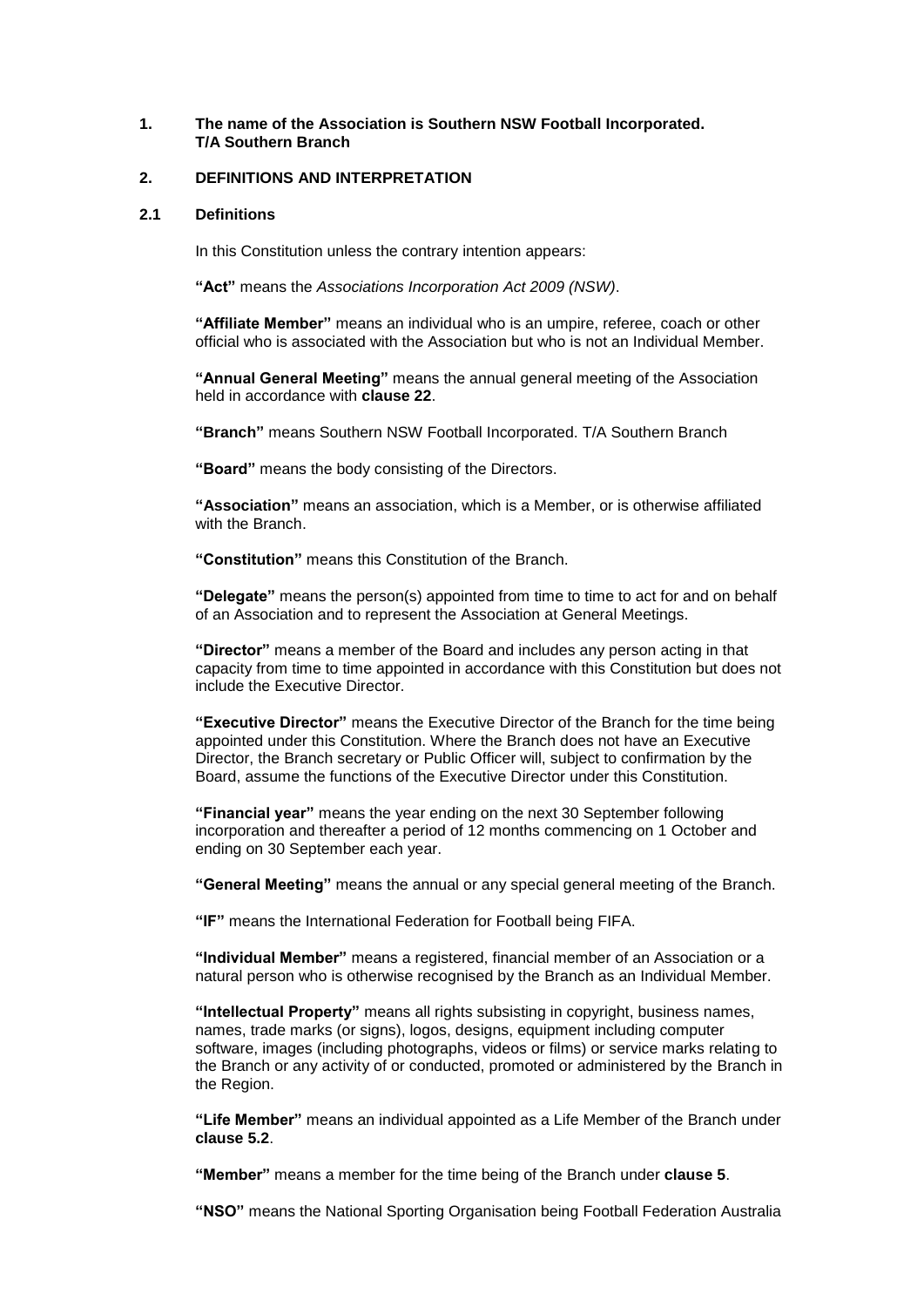**1. The name of the Association is Southern NSW Football Incorporated. T/A Southern Branch**

## 2. DEFINITIONS AND INTERPRETATION

### 2.1 Definitions

In this Constitution unless the contrary intention appears:

**"Act"** means the *Associations Incorporation Act 2009 (NSW)*.

**"Affiliate Member"** means an individual who is an umpire, referee, coach or other official who is associated with the Association but who is not an Individual Member.

**"Annual General Meeting"** means the annual general meeting of the Association held in accordance with **clause 22**.

**"Branch"** means Southern NSW Football Incorporated. T/A Southern Branch

**"Board"** means the body consisting of the Directors.

**"Association"** means an association, which is a Member, or is otherwise affiliated with the Branch.

**"Constitution"** means this Constitution of the Branch.

**"Delegate"** means the person(s) appointed from time to time to act for and on behalf of an Association and to represent the Association at General Meetings.

**"Director"** means a member of the Board and includes any person acting in that capacity from time to time appointed in accordance with this Constitution but does not include the Executive Director.

**"Executive Director"** means the Executive Director of the Branch for the time being appointed under this Constitution. Where the Branch does not have an Executive Director, the Branch secretary or Public Officer will, subject to confirmation by the Board, assume the functions of the Executive Director under this Constitution.

**"Financial year"** means the year ending on the next 30 September following incorporation and thereafter a period of 12 months commencing on 1 October and ending on 30 September each year.

**"General Meeting"** means the annual or any special general meeting of the Branch.

**"IF"** means the International Federation for Football being FIFA.

**"Individual Member"** means a registered, financial member of an Association or a natural person who is otherwise recognised by the Branch as an Individual Member.

**"Intellectual Property"** means all rights subsisting in copyright, business names, names, trade marks (or signs), logos, designs, equipment including computer software, images (including photographs, videos or films) or service marks relating to the Branch or any activity of or conducted, promoted or administered by the Branch in the Region.

**"Life Member"** means an individual appointed as a Life Member of the Branch under **clause 5.2**.

**"Member"** means a member for the time being of the Branch under **clause 5**.

**"NSO"** means the National Sporting Organisation being Football Federation Australia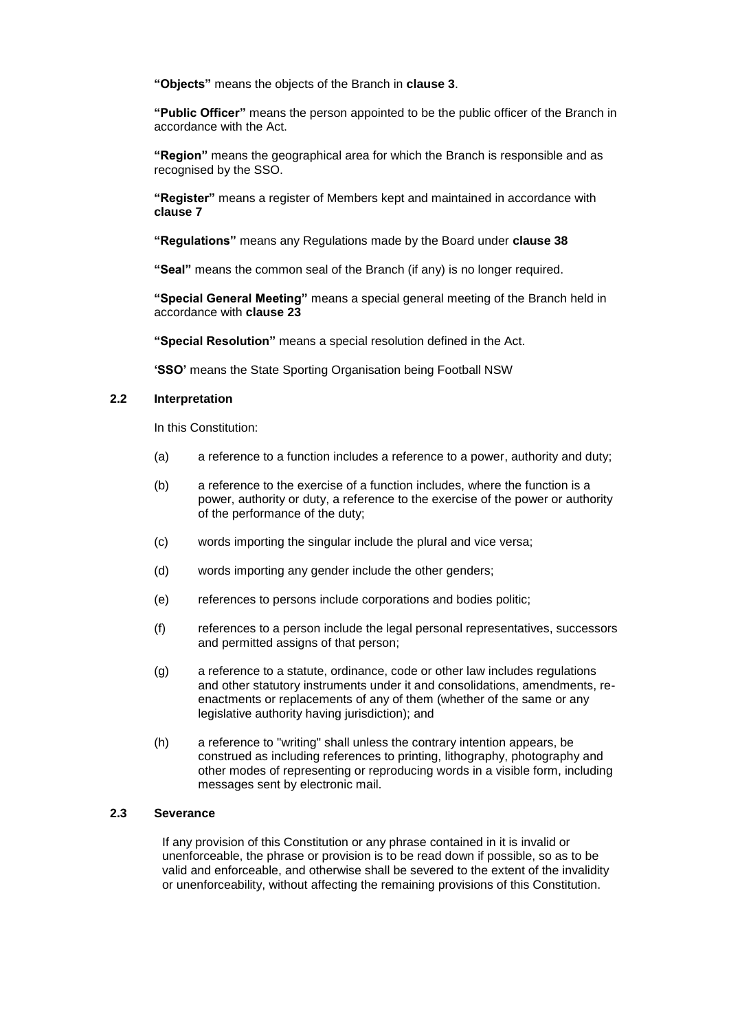**"Objects"** means the objects of the Branch in **clause 3**.

**"Public Officer"** means the person appointed to be the public officer of the Branch in accordance with the Act.

**"Region"** means the geographical area for which the Branch is responsible and as recognised by the SSO.

**"Register"** means a register of Members kept and maintained in accordance with **clause 7**

**"Regulations"** means any Regulations made by the Board under **clause 38**

**"Seal"** means the common seal of the Branch (if any) is no longer required.

**"Special General Meeting"** means a special general meeting of the Branch held in accordance with **clause 23**

**"Special Resolution"** means a special resolution defined in the Act.

**'SSO'** means the State Sporting Organisation being Football NSW

### 2.2 Interpretation

In this Constitution:

(a) a reference to a function includes a reference to a power, authority and duty;

(b) a reference to the exercise of a function includes, where the function is a power, authority or duty, a reference to the exercise of the power or authority of the performance of the duty;

(c) words importing the singular include the plural and vice versa;

(d) words importing any gender include the other genders;

(e) references to persons include corporations and bodies politic;

(f) references to a person include the legal personal representatives, successors and permitted assigns of that person;

(g) a reference to a statute, ordinance, code or other law includes regulations and other statutory instruments under it and consolidations, amendments, re-enactments or replacements of any of them (whether of the same or any legislative authority having jurisdiction); and

(h) a reference to "writing" shall unless the contrary intention appears, be construed as including references to printing, lithography, photography and other modes of representing or reproducing words in a visible form, including messages sent by electronic mail.

### 2.3 Severance

If any provision of this Constitution or any phrase contained in it is invalid or unenforceable, the phrase or provision is to be read down if possible, so as to be valid and enforceable, and otherwise shall be severed to the extent of the invalidity or unenforceability, without affecting the remaining provisions of this Constitution.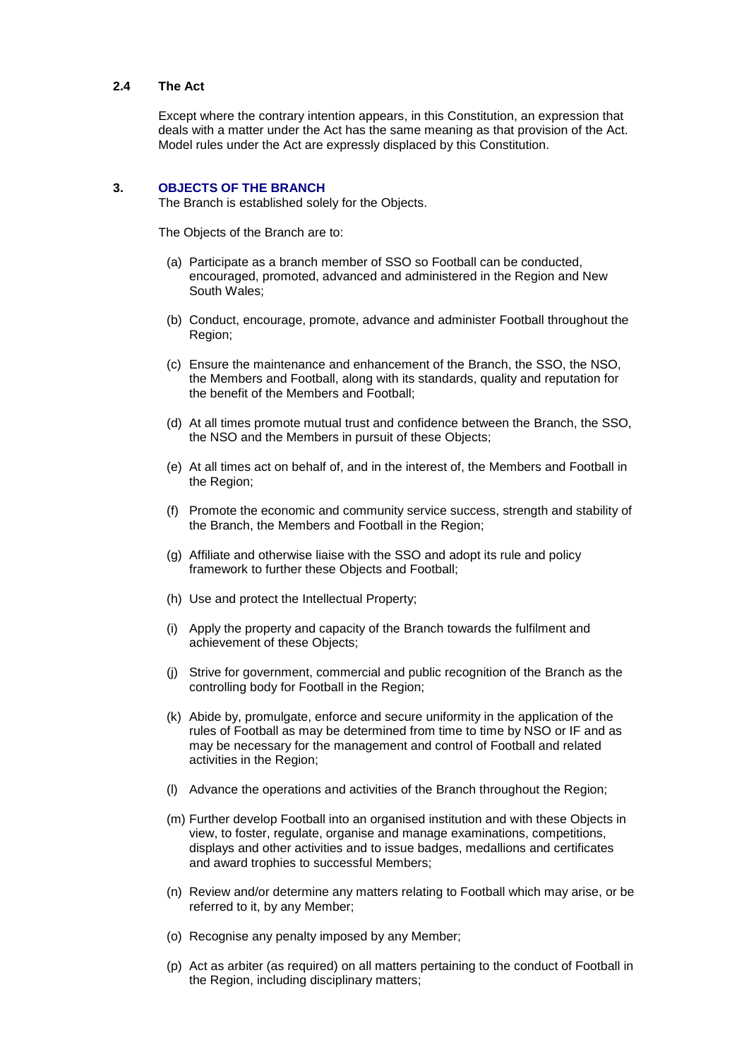### 2.4 The Act

Except where the contrary intention appears, in this Constitution, an expression that deals with a matter under the Act has the same meaning as that provision of the Act. Model rules under the Act are expressly displaced by this Constitution.

## 3. OBJECTS OF THE BRANCH

The Branch is established solely for the Objects.

The Objects of the Branch are to:

(a) Participate as a branch member of SSO so Football can be conducted, encouraged, promoted, advanced and administered in the Region and New South Wales;

(b) Conduct, encourage, promote, advance and administer Football throughout the Region;

(c) Ensure the maintenance and enhancement of the Branch, the SSO, the NSO, the Members and Football, along with its standards, quality and reputation for the benefit of the Members and Football;

(d) At all times promote mutual trust and confidence between the Branch, the SSO, the NSO and the Members in pursuit of these Objects;

(e) At all times act on behalf of, and in the interest of, the Members and Football in the Region;

(f) Promote the economic and community service success, strength and stability of the Branch, the Members and Football in the Region;

(g) Affiliate and otherwise liaise with the SSO and adopt its rule and policy framework to further these Objects and Football;

(h) Use and protect the Intellectual Property;

(i) Apply the property and capacity of the Branch towards the fulfilment and achievement of these Objects;

(j) Strive for government, commercial and public recognition of the Branch as the controlling body for Football in the Region;

(k) Abide by, promulgate, enforce and secure uniformity in the application of the rules of Football as may be determined from time to time by NSO or IF and as may be necessary for the management and control of Football and related activities in the Region;

(l) Advance the operations and activities of the Branch throughout the Region;

(m) Further develop Football into an organised institution and with these Objects in view, to foster, regulate, organise and manage examinations, competitions, displays and other activities and to issue badges, medallions and certificates and award trophies to successful Members;

(n) Review and/or determine any matters relating to Football which may arise, or be referred to it, by any Member;

(o) Recognise any penalty imposed by any Member;

(p) Act as arbiter (as required) on all matters pertaining to the conduct of Football in the Region, including disciplinary matters;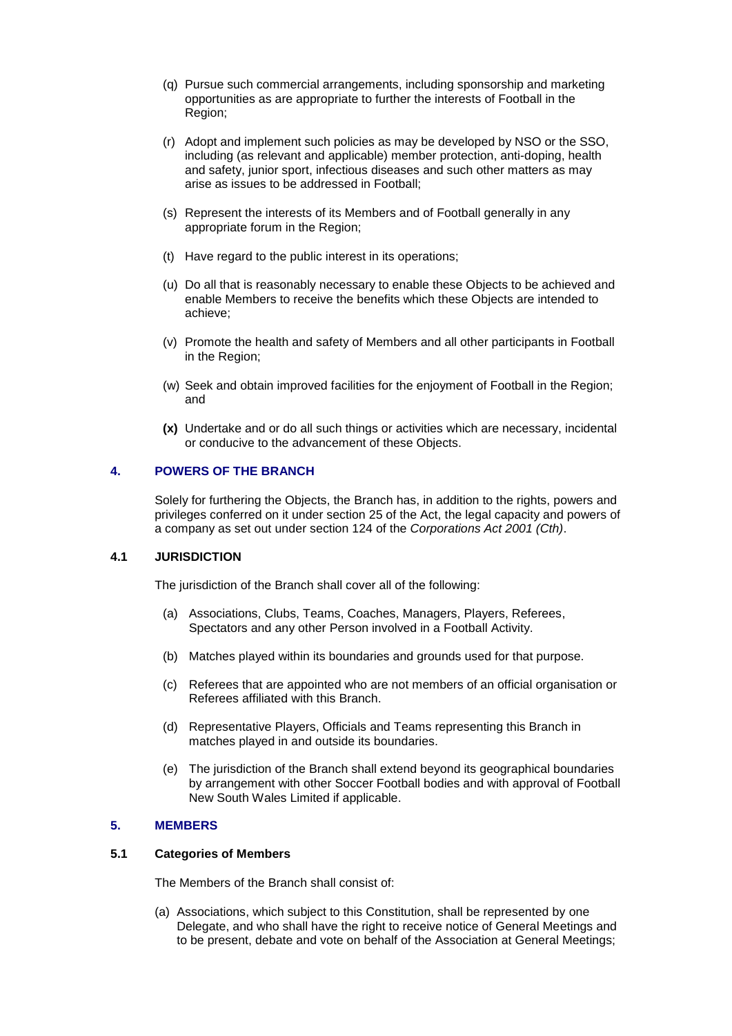(q) Pursue such commercial arrangements, including sponsorship and marketing opportunities as are appropriate to further the interests of Football in the Region;

(r) Adopt and implement such policies as may be developed by NSO or the SSO, including (as relevant and applicable) member protection, anti-doping, health and safety, junior sport, infectious diseases and such other matters as may arise as issues to be addressed in Football;

(s) Represent the interests of its Members and of Football generally in any appropriate forum in the Region;

(t) Have regard to the public interest in its operations;

(u) Do all that is reasonably necessary to enable these Objects to be achieved and enable Members to receive the benefits which these Objects are intended to achieve;

(v) Promote the health and safety of Members and all other participants in Football in the Region;

(w) Seek and obtain improved facilities for the enjoyment of Football in the Region; and

**(x)** Undertake and or do all such things or activities which are necessary, incidental or conducive to the advancement of these Objects.

## 4. POWERS OF THE BRANCH

Solely for furthering the Objects, the Branch has, in addition to the rights, powers and privileges conferred on it under section 25 of the Act, the legal capacity and powers of a company as set out under section 124 of the *Corporations Act 2001 (Cth)*.

### 4.1 JURISDICTION

The jurisdiction of the Branch shall cover all of the following:

(a) Associations, Clubs, Teams, Coaches, Managers, Players, Referees, Spectators and any other Person involved in a Football Activity.

(b) Matches played within its boundaries and grounds used for that purpose.

(c) Referees that are appointed who are not members of an official organisation or Referees affiliated with this Branch.

(d) Representative Players, Officials and Teams representing this Branch in matches played in and outside its boundaries.

(e) The jurisdiction of the Branch shall extend beyond its geographical boundaries by arrangement with other Soccer Football bodies and with approval of Football New South Wales Limited if applicable.

## 5. MEMBERS

### 5.1 Categories of Members

The Members of the Branch shall consist of:

(a) Associations, which subject to this Constitution, shall be represented by one Delegate, and who shall have the right to receive notice of General Meetings and to be present, debate and vote on behalf of the Association at General Meetings;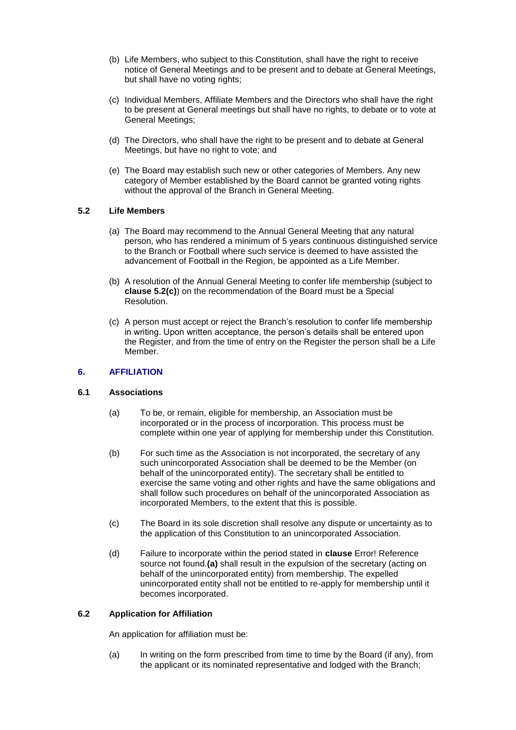(b) Life Members, who subject to this Constitution, shall have the right to receive notice of General Meetings and to be present and to debate at General Meetings, but shall have no voting rights;

(c) Individual Members, Affiliate Members and the Directors who shall have the right to be present at General meetings but shall have no rights, to debate or to vote at General Meetings;

(d) The Directors, who shall have the right to be present and to debate at General Meetings, but have no right to vote; and

(e) The Board may establish such new or other categories of Members. Any new category of Member established by the Board cannot be granted voting rights without the approval of the Branch in General Meeting.

### 5.2 Life Members

(a) The Board may recommend to the Annual General Meeting that any natural person, who has rendered a minimum of 5 years continuous distinguished service to the Branch or Football where such service is deemed to have assisted the advancement of Football in the Region, be appointed as a Life Member.

(b) A resolution of the Annual General Meeting to confer life membership (subject to **clause 5.2(c)**) on the recommendation of the Board must be a Special Resolution.

(c) A person must accept or reject the Branch's resolution to confer life membership in writing. Upon written acceptance, the person's details shall be entered upon the Register, and from the time of entry on the Register the person shall be a Life Member.

## 6. AFFILIATION

### 6.1 Associations

(a) To be, or remain, eligible for membership, an Association must be incorporated or in the process of incorporation. This process must be complete within one year of applying for membership under this Constitution.

(b) For such time as the Association is not incorporated, the secretary of any such unincorporated Association shall be deemed to be the Member (on behalf of the unincorporated entity). The secretary shall be entitled to exercise the same voting and other rights and have the same obligations and shall follow such procedures on behalf of the unincorporated Association as incorporated Members, to the extent that this is possible.

(c) The Board in its sole discretion shall resolve any dispute or uncertainty as to the application of this Constitution to an unincorporated Association.

(d) Failure to incorporate within the period stated in **clause** Error! Reference source not found.**(a)** shall result in the expulsion of the secretary (acting on behalf of the unincorporated entity) from membership. The expelled unincorporated entity shall not be entitled to re-apply for membership until it becomes incorporated.

### 6.2 Application for Affiliation

An application for affiliation must be:

(a) In writing on the form prescribed from time to time by the Board (if any), from the applicant or its nominated representative and lodged with the Branch;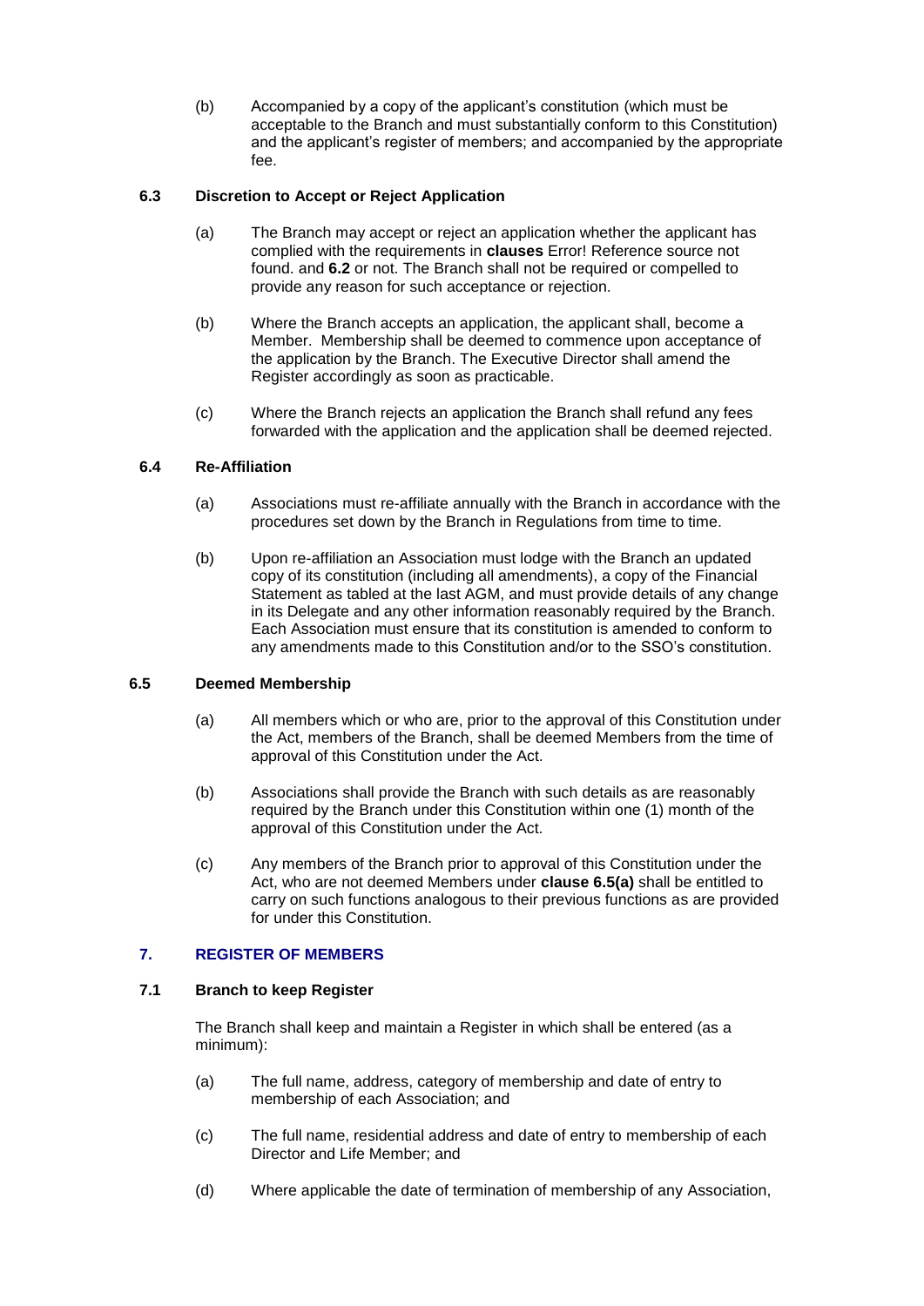(b) Accompanied by a copy of the applicant's constitution (which must be acceptable to the Branch and must substantially conform to this Constitution) and the applicant's register of members; and accompanied by the appropriate fee.

### 6.3 Discretion to Accept or Reject Application

(a) The Branch may accept or reject an application whether the applicant has complied with the requirements in **clauses** Error! Reference source not found. and **6.2** or not. The Branch shall not be required or compelled to provide any reason for such acceptance or rejection.

(b) Where the Branch accepts an application, the applicant shall, become a Member. Membership shall be deemed to commence upon acceptance of the application by the Branch. The Executive Director shall amend the Register accordingly as soon as practicable.

(c) Where the Branch rejects an application the Branch shall refund any fees forwarded with the application and the application shall be deemed rejected.

### 6.4 Re-Affiliation

(a) Associations must re-affiliate annually with the Branch in accordance with the procedures set down by the Branch in Regulations from time to time.

(b) Upon re-affiliation an Association must lodge with the Branch an updated copy of its constitution (including all amendments), a copy of the Financial Statement as tabled at the last AGM, and must provide details of any change in its Delegate and any other information reasonably required by the Branch. Each Association must ensure that its constitution is amended to conform to any amendments made to this Constitution and/or to the SSO's constitution.

### 6.5 Deemed Membership

(a) All members which or who are, prior to the approval of this Constitution under the Act, members of the Branch, shall be deemed Members from the time of approval of this Constitution under the Act.

(b) Associations shall provide the Branch with such details as are reasonably required by the Branch under this Constitution within one (1) month of the approval of this Constitution under the Act.

(c) Any members of the Branch prior to approval of this Constitution under the Act, who are not deemed Members under **clause 6.5(a)** shall be entitled to carry on such functions analogous to their previous functions as are provided for under this Constitution.

## 7. REGISTER OF MEMBERS

### 7.1 Branch to keep Register

The Branch shall keep and maintain a Register in which shall be entered (as a minimum):

(a) The full name, address, category of membership and date of entry to membership of each Association; and

(c) The full name, residential address and date of entry to membership of each Director and Life Member; and

(d) Where applicable the date of termination of membership of any Association,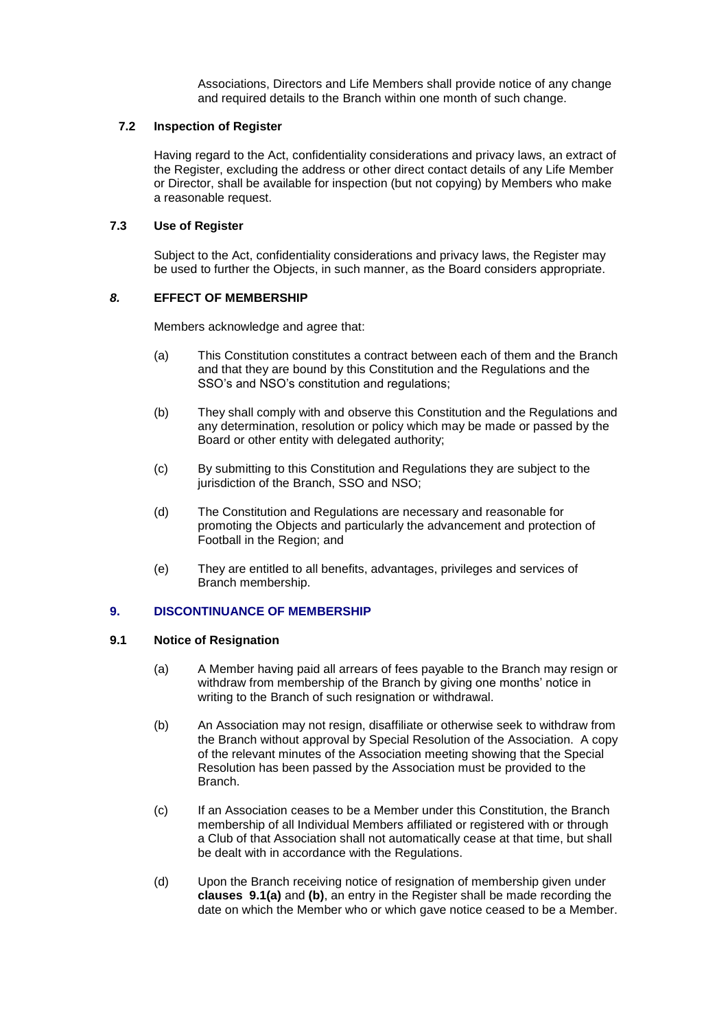Associations, Directors and Life Members shall provide notice of any change and required details to the Branch within one month of such change.

### 7.2 Inspection of Register

Having regard to the Act, confidentiality considerations and privacy laws, an extract of the Register, excluding the address or other direct contact details of any Life Member or Director, shall be available for inspection (but not copying) by Members who make a reasonable request.

### 7.3 Use of Register

Subject to the Act, confidentiality considerations and privacy laws, the Register may be used to further the Objects, in such manner, as the Board considers appropriate.

## *8.* EFFECT OF MEMBERSHIP

Members acknowledge and agree that:

(a) This Constitution constitutes a contract between each of them and the Branch and that they are bound by this Constitution and the Regulations and the SSO's and NSO's constitution and regulations;

(b) They shall comply with and observe this Constitution and the Regulations and any determination, resolution or policy which may be made or passed by the Board or other entity with delegated authority;

(c) By submitting to this Constitution and Regulations they are subject to the jurisdiction of the Branch, SSO and NSO;

(d) The Constitution and Regulations are necessary and reasonable for promoting the Objects and particularly the advancement and protection of Football in the Region; and

(e) They are entitled to all benefits, advantages, privileges and services of Branch membership.

## 9. DISCONTINUANCE OF MEMBERSHIP

### 9.1 Notice of Resignation

(a) A Member having paid all arrears of fees payable to the Branch may resign or withdraw from membership of the Branch by giving one months' notice in writing to the Branch of such resignation or withdrawal.

(b) An Association may not resign, disaffiliate or otherwise seek to withdraw from the Branch without approval by Special Resolution of the Association. A copy of the relevant minutes of the Association meeting showing that the Special Resolution has been passed by the Association must be provided to the Branch.

(c) If an Association ceases to be a Member under this Constitution, the Branch membership of all Individual Members affiliated or registered with or through a Club of that Association shall not automatically cease at that time, but shall be dealt with in accordance with the Regulations.

(d) Upon the Branch receiving notice of resignation of membership given under **clauses 9.1(a)** and **(b)**, an entry in the Register shall be made recording the date on which the Member who or which gave notice ceased to be a Member.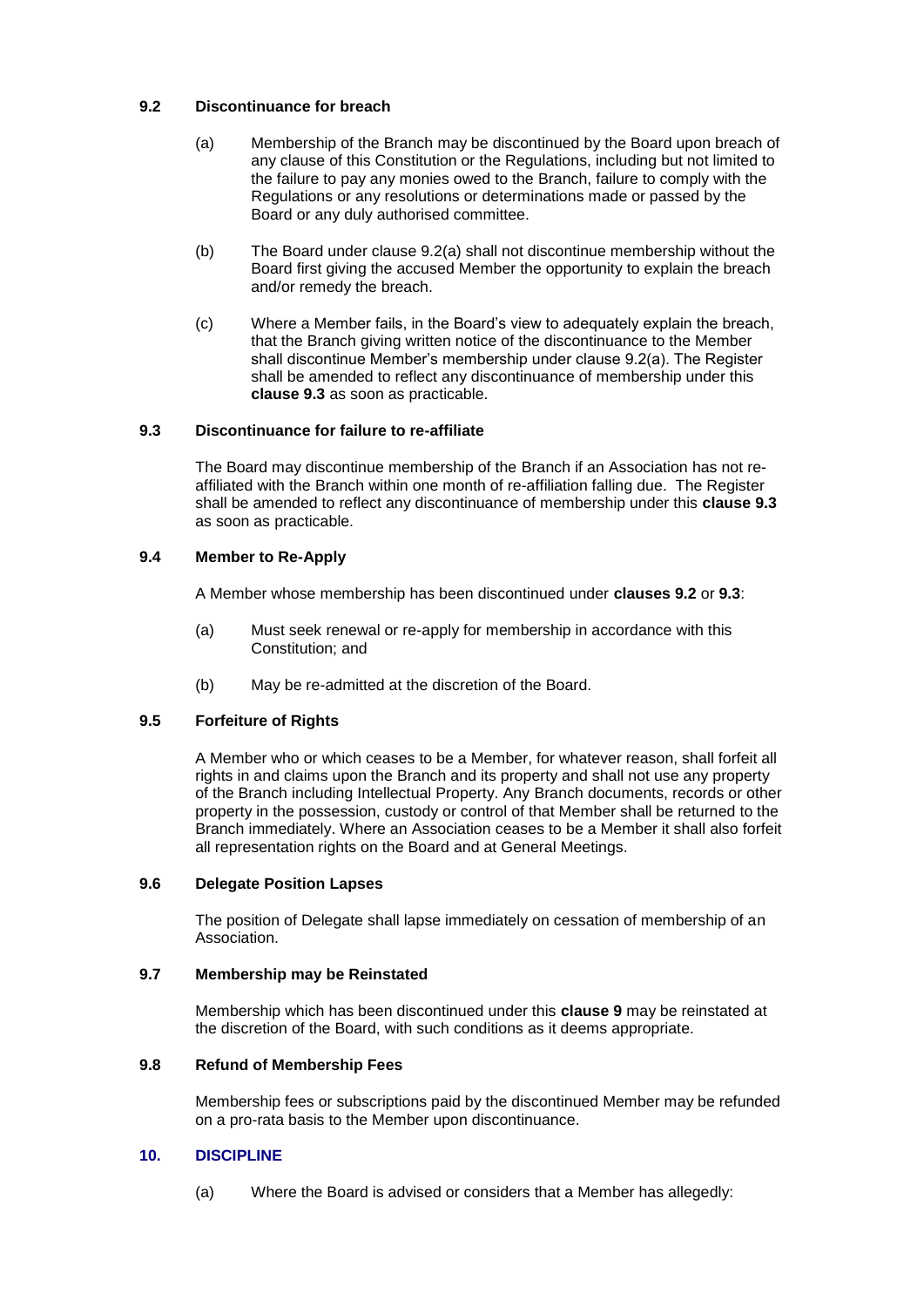### 9.2 Discontinuance for breach

(a) Membership of the Branch may be discontinued by the Board upon breach of any clause of this Constitution or the Regulations, including but not limited to the failure to pay any monies owed to the Branch, failure to comply with the Regulations or any resolutions or determinations made or passed by the Board or any duly authorised committee.

(b) The Board under clause 9.2(a) shall not discontinue membership without the Board first giving the accused Member the opportunity to explain the breach and/or remedy the breach.

(c) Where a Member fails, in the Board's view to adequately explain the breach, that the Branch giving written notice of the discontinuance to the Member shall discontinue Member's membership under clause 9.2(a). The Register shall be amended to reflect any discontinuance of membership under this **clause 9.3** as soon as practicable.

### 9.3 Discontinuance for failure to re-affiliate

The Board may discontinue membership of the Branch if an Association has not re-affiliated with the Branch within one month of re-affiliation falling due. The Register shall be amended to reflect any discontinuance of membership under this **clause 9.3** as soon as practicable.

### 9.4 Member to Re-Apply

A Member whose membership has been discontinued under **clauses 9.2** or **9.3**:

(a) Must seek renewal or re-apply for membership in accordance with this Constitution; and

(b) May be re-admitted at the discretion of the Board.

### 9.5 Forfeiture of Rights

A Member who or which ceases to be a Member, for whatever reason, shall forfeit all rights in and claims upon the Branch and its property and shall not use any property of the Branch including Intellectual Property. Any Branch documents, records or other property in the possession, custody or control of that Member shall be returned to the Branch immediately. Where an Association ceases to be a Member it shall also forfeit all representation rights on the Board and at General Meetings.

### 9.6 Delegate Position Lapses

The position of Delegate shall lapse immediately on cessation of membership of an Association.

### 9.7 Membership may be Reinstated

Membership which has been discontinued under this **clause 9** may be reinstated at the discretion of the Board, with such conditions as it deems appropriate.

### 9.8 Refund of Membership Fees

Membership fees or subscriptions paid by the discontinued Member may be refunded on a pro-rata basis to the Member upon discontinuance.

## 10. DISCIPLINE

(a) Where the Board is advised or considers that a Member has allegedly: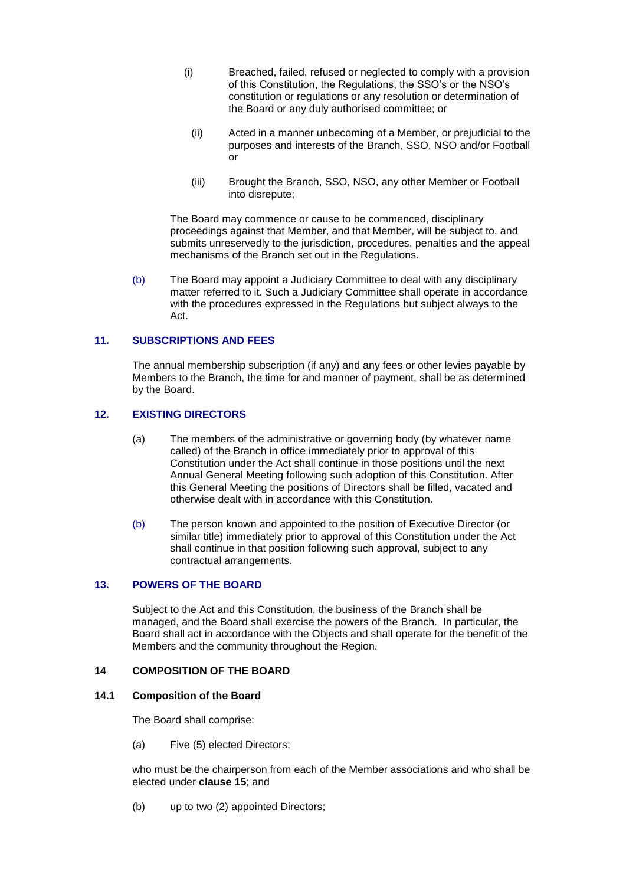(i) Breached, failed, refused or neglected to comply with a provision of this Constitution, the Regulations, the SSO's or the NSO's constitution or regulations or any resolution or determination of the Board or any duly authorised committee; or

(ii) Acted in a manner unbecoming of a Member, or prejudicial to the purposes and interests of the Branch, SSO, NSO and/or Football or

(iii) Brought the Branch, SSO, NSO, any other Member or Football into disrepute;

The Board may commence or cause to be commenced, disciplinary proceedings against that Member, and that Member, will be subject to, and submits unreservedly to the jurisdiction, procedures, penalties and the appeal mechanisms of the Branch set out in the Regulations.

(b) The Board may appoint a Judiciary Committee to deal with any disciplinary matter referred to it. Such a Judiciary Committee shall operate in accordance with the procedures expressed in the Regulations but subject always to the Act.

## 11. SUBSCRIPTIONS AND FEES

The annual membership subscription (if any) and any fees or other levies payable by Members to the Branch, the time for and manner of payment, shall be as determined by the Board.

## 12. EXISTING DIRECTORS

(a) The members of the administrative or governing body (by whatever name called) of the Branch in office immediately prior to approval of this Constitution under the Act shall continue in those positions until the next Annual General Meeting following such adoption of this Constitution. After this General Meeting the positions of Directors shall be filled, vacated and otherwise dealt with in accordance with this Constitution.

(b) The person known and appointed to the position of Executive Director (or similar title) immediately prior to approval of this Constitution under the Act shall continue in that position following such approval, subject to any contractual arrangements.

## 13. POWERS OF THE BOARD

Subject to the Act and this Constitution, the business of the Branch shall be managed, and the Board shall exercise the powers of the Branch. In particular, the Board shall act in accordance with the Objects and shall operate for the benefit of the Members and the community throughout the Region.

## 14 COMPOSITION OF THE BOARD

### 14.1 Composition of the Board

The Board shall comprise:

(a) Five (5) elected Directors;

who must be the chairperson from each of the Member associations and who shall be elected under **clause 15**; and

(b) up to two (2) appointed Directors;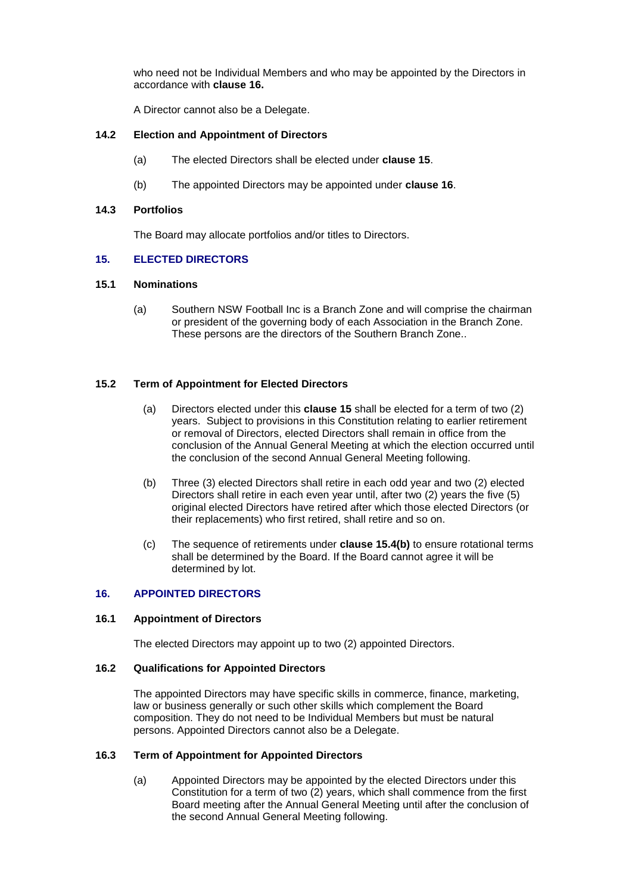who need not be Individual Members and who may be appointed by the Directors in accordance with **clause 16.**

A Director cannot also be a Delegate.

### 14.2 Election and Appointment of Directors

(a) The elected Directors shall be elected under **clause 15**.

(b) The appointed Directors may be appointed under **clause 16**.

### 14.3 Portfolios

The Board may allocate portfolios and/or titles to Directors.

## 15. ELECTED DIRECTORS

### 15.1 Nominations

(a) Southern NSW Football Inc is a Branch Zone and will comprise the chairman or president of the governing body of each Association in the Branch Zone. These persons are the directors of the Southern Branch Zone..

### 15.2 Term of Appointment for Elected Directors

(a) Directors elected under this **clause 15** shall be elected for a term of two (2) years. Subject to provisions in this Constitution relating to earlier retirement or removal of Directors, elected Directors shall remain in office from the conclusion of the Annual General Meeting at which the election occurred until the conclusion of the second Annual General Meeting following.

(b) Three (3) elected Directors shall retire in each odd year and two (2) elected Directors shall retire in each even year until, after two (2) years the five (5) original elected Directors have retired after which those elected Directors (or their replacements) who first retired, shall retire and so on.

(c) The sequence of retirements under **clause 15.4(b)** to ensure rotational terms shall be determined by the Board. If the Board cannot agree it will be determined by lot.

## 16. APPOINTED DIRECTORS

### 16.1 Appointment of Directors

The elected Directors may appoint up to two (2) appointed Directors.

### 16.2 Qualifications for Appointed Directors

The appointed Directors may have specific skills in commerce, finance, marketing, law or business generally or such other skills which complement the Board composition. They do not need to be Individual Members but must be natural persons. Appointed Directors cannot also be a Delegate.

### 16.3 Term of Appointment for Appointed Directors

(a) Appointed Directors may be appointed by the elected Directors under this Constitution for a term of two (2) years, which shall commence from the first Board meeting after the Annual General Meeting until after the conclusion of the second Annual General Meeting following.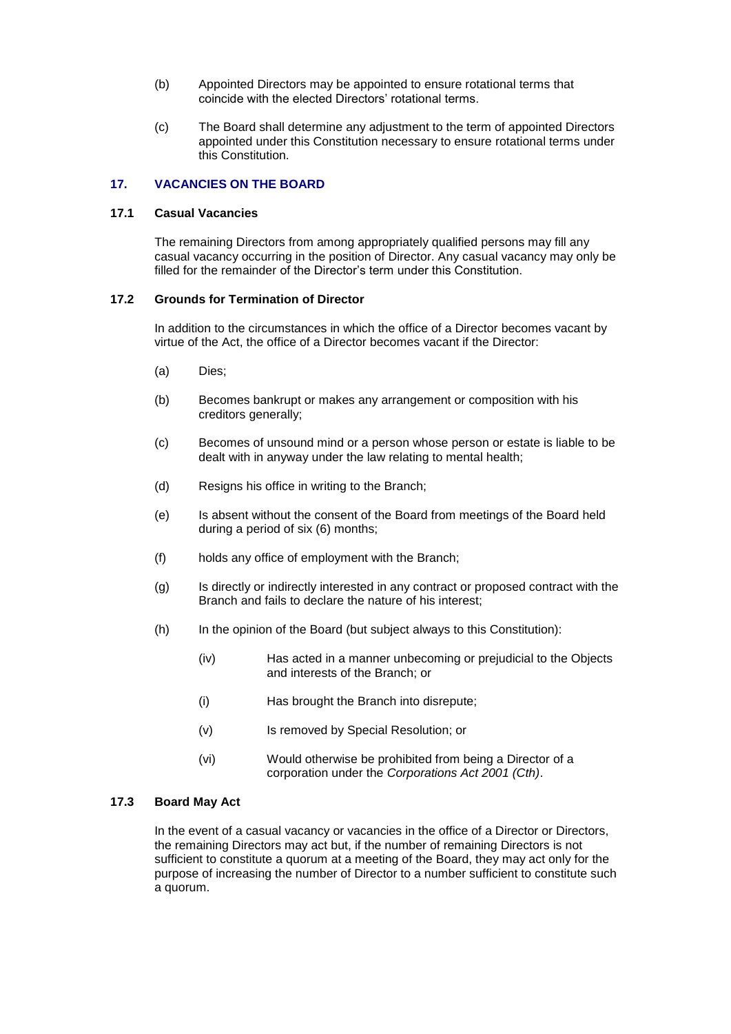(b) Appointed Directors may be appointed to ensure rotational terms that coincide with the elected Directors' rotational terms.

(c) The Board shall determine any adjustment to the term of appointed Directors appointed under this Constitution necessary to ensure rotational terms under this Constitution.

## 17. VACANCIES ON THE BOARD

### 17.1 Casual Vacancies

The remaining Directors from among appropriately qualified persons may fill any casual vacancy occurring in the position of Director. Any casual vacancy may only be filled for the remainder of the Director's term under this Constitution.

### 17.2 Grounds for Termination of Director

In addition to the circumstances in which the office of a Director becomes vacant by virtue of the Act, the office of a Director becomes vacant if the Director:

(a) Dies;

(b) Becomes bankrupt or makes any arrangement or composition with his creditors generally;

(c) Becomes of unsound mind or a person whose person or estate is liable to be dealt with in anyway under the law relating to mental health;

(d) Resigns his office in writing to the Branch;

(e) Is absent without the consent of the Board from meetings of the Board held during a period of six (6) months;

(f) holds any office of employment with the Branch;

(g) Is directly or indirectly interested in any contract or proposed contract with the Branch and fails to declare the nature of his interest;

(h) In the opinion of the Board (but subject always to this Constitution):

> (iv) Has acted in a manner unbecoming or prejudicial to the Objects and interests of the Branch; or
>
> (i) Has brought the Branch into disrepute;
>
> (v) Is removed by Special Resolution; or
>
> (vi) Would otherwise be prohibited from being a Director of a corporation under the *Corporations Act 2001 (Cth)*.

### 17.3 Board May Act

In the event of a casual vacancy or vacancies in the office of a Director or Directors, the remaining Directors may act but, if the number of remaining Directors is not sufficient to constitute a quorum at a meeting of the Board, they may act only for the purpose of increasing the number of Director to a number sufficient to constitute such a quorum.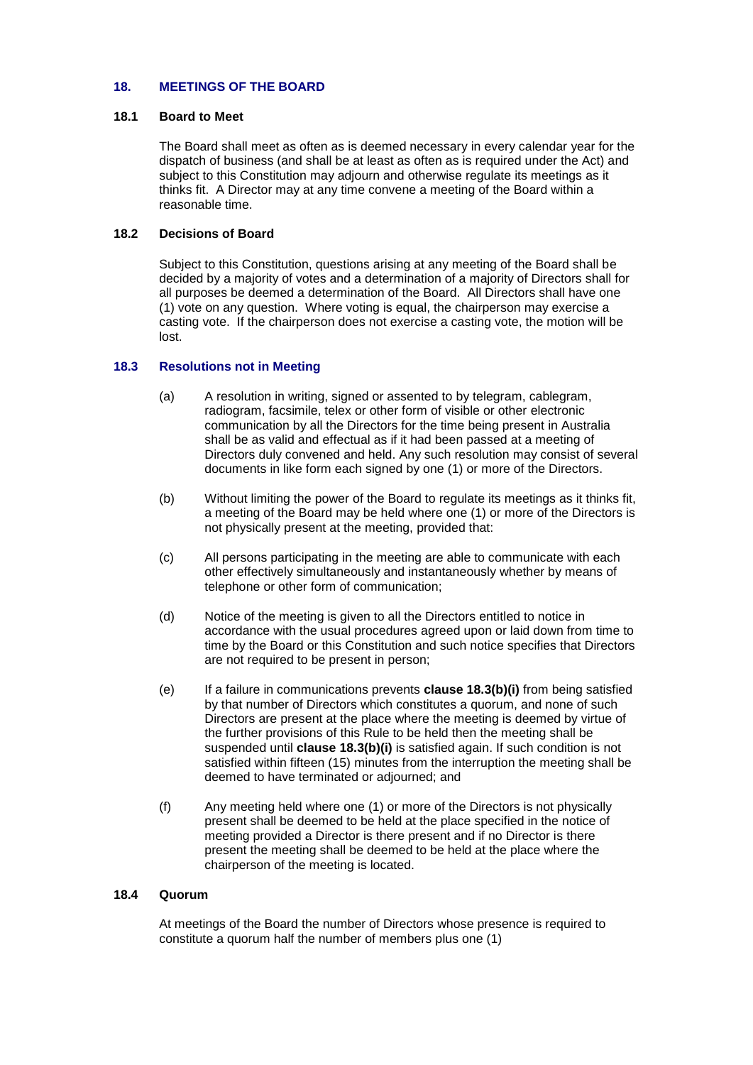## 18. MEETINGS OF THE BOARD

### 18.1 Board to Meet

The Board shall meet as often as is deemed necessary in every calendar year for the dispatch of business (and shall be at least as often as is required under the Act) and subject to this Constitution may adjourn and otherwise regulate its meetings as it thinks fit. A Director may at any time convene a meeting of the Board within a reasonable time.

### 18.2 Decisions of Board

Subject to this Constitution, questions arising at any meeting of the Board shall be decided by a majority of votes and a determination of a majority of Directors shall for all purposes be deemed a determination of the Board. All Directors shall have one (1) vote on any question. Where voting is equal, the chairperson may exercise a casting vote. If the chairperson does not exercise a casting vote, the motion will be lost.

### 18.3 Resolutions not in Meeting

(a) A resolution in writing, signed or assented to by telegram, cablegram, radiogram, facsimile, telex or other form of visible or other electronic communication by all the Directors for the time being present in Australia shall be as valid and effectual as if it had been passed at a meeting of Directors duly convened and held. Any such resolution may consist of several documents in like form each signed by one (1) or more of the Directors.

(b) Without limiting the power of the Board to regulate its meetings as it thinks fit, a meeting of the Board may be held where one (1) or more of the Directors is not physically present at the meeting, provided that:

(c) All persons participating in the meeting are able to communicate with each other effectively simultaneously and instantaneously whether by means of telephone or other form of communication;

(d) Notice of the meeting is given to all the Directors entitled to notice in accordance with the usual procedures agreed upon or laid down from time to time by the Board or this Constitution and such notice specifies that Directors are not required to be present in person;

(e) If a failure in communications prevents **clause 18.3(b)(i)** from being satisfied by that number of Directors which constitutes a quorum, and none of such Directors are present at the place where the meeting is deemed by virtue of the further provisions of this Rule to be held then the meeting shall be suspended until **clause 18.3(b)(i)** is satisfied again. If such condition is not satisfied within fifteen (15) minutes from the interruption the meeting shall be deemed to have terminated or adjourned; and

(f) Any meeting held where one (1) or more of the Directors is not physically present shall be deemed to be held at the place specified in the notice of meeting provided a Director is there present and if no Director is there present the meeting shall be deemed to be held at the place where the chairperson of the meeting is located.

### 18.4 Quorum

At meetings of the Board the number of Directors whose presence is required to constitute a quorum half the number of members plus one (1)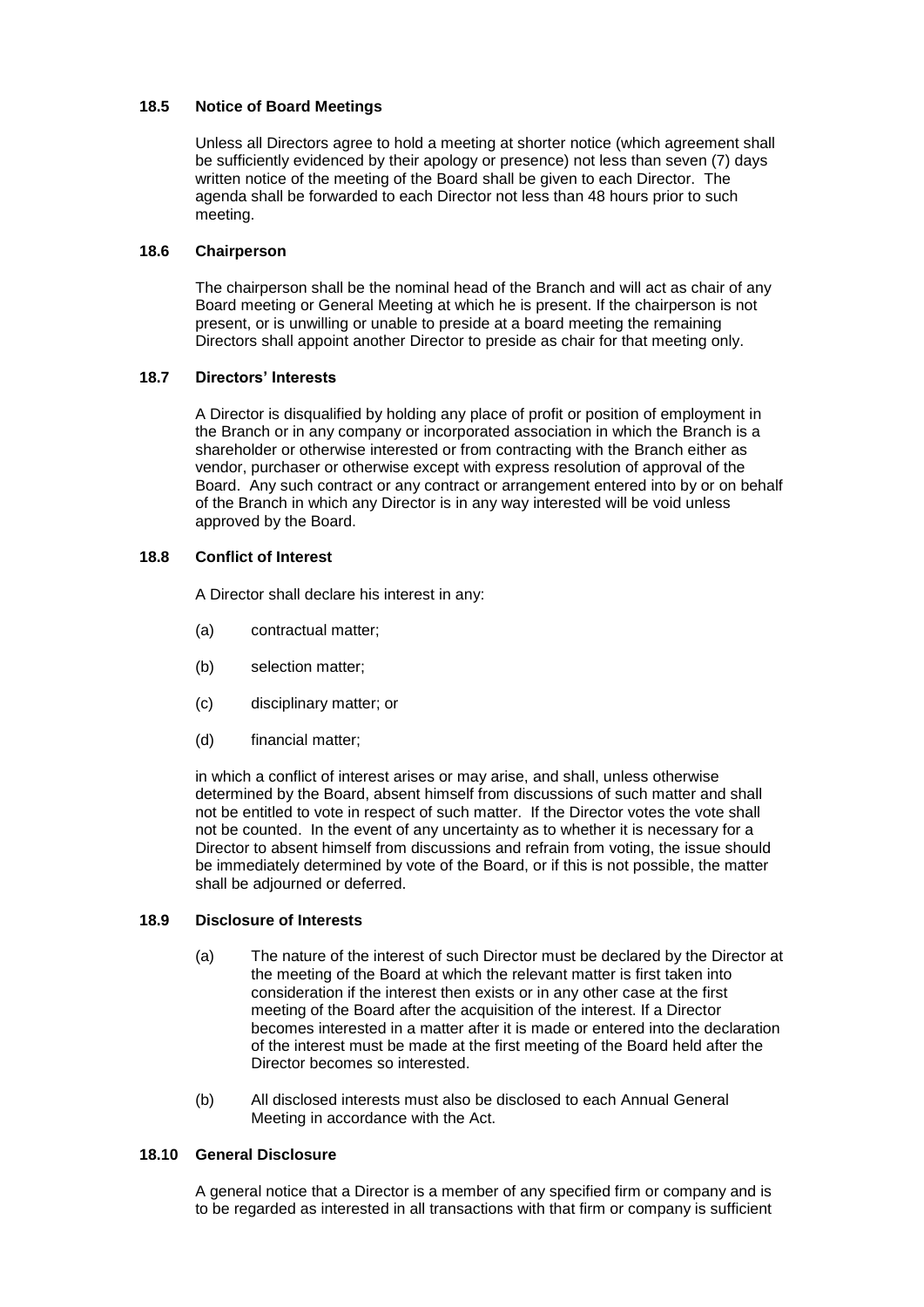### 18.5 Notice of Board Meetings

Unless all Directors agree to hold a meeting at shorter notice (which agreement shall be sufficiently evidenced by their apology or presence) not less than seven (7) days written notice of the meeting of the Board shall be given to each Director. The agenda shall be forwarded to each Director not less than 48 hours prior to such meeting.

### 18.6 Chairperson

The chairperson shall be the nominal head of the Branch and will act as chair of any Board meeting or General Meeting at which he is present. If the chairperson is not present, or is unwilling or unable to preside at a board meeting the remaining Directors shall appoint another Director to preside as chair for that meeting only.

### 18.7 Directors' Interests

A Director is disqualified by holding any place of profit or position of employment in the Branch or in any company or incorporated association in which the Branch is a shareholder or otherwise interested or from contracting with the Branch either as vendor, purchaser or otherwise except with express resolution of approval of the Board. Any such contract or any contract or arrangement entered into by or on behalf of the Branch in which any Director is in any way interested will be void unless approved by the Board.

### 18.8 Conflict of Interest

A Director shall declare his interest in any:

(a) contractual matter;

(b) selection matter;

(c) disciplinary matter; or

(d) financial matter;

in which a conflict of interest arises or may arise, and shall, unless otherwise determined by the Board, absent himself from discussions of such matter and shall not be entitled to vote in respect of such matter. If the Director votes the vote shall not be counted. In the event of any uncertainty as to whether it is necessary for a Director to absent himself from discussions and refrain from voting, the issue should be immediately determined by vote of the Board, or if this is not possible, the matter shall be adjourned or deferred.

### 18.9 Disclosure of Interests

(a) The nature of the interest of such Director must be declared by the Director at the meeting of the Board at which the relevant matter is first taken into consideration if the interest then exists or in any other case at the first meeting of the Board after the acquisition of the interest. If a Director becomes interested in a matter after it is made or entered into the declaration of the interest must be made at the first meeting of the Board held after the Director becomes so interested.

(b) All disclosed interests must also be disclosed to each Annual General Meeting in accordance with the Act.

### 18.10 General Disclosure

A general notice that a Director is a member of any specified firm or company and is to be regarded as interested in all transactions with that firm or company is sufficient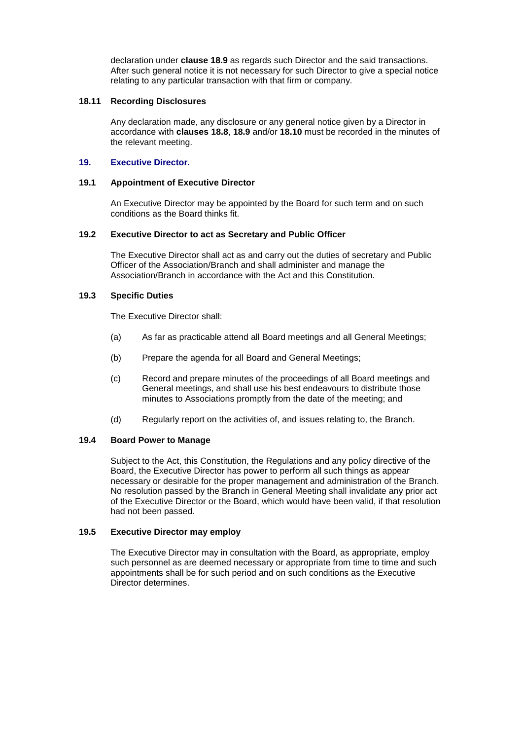declaration under **clause 18.9** as regards such Director and the said transactions. After such general notice it is not necessary for such Director to give a special notice relating to any particular transaction with that firm or company.

### 18.11 Recording Disclosures

Any declaration made, any disclosure or any general notice given by a Director in accordance with **clauses 18.8**, **18.9** and/or **18.10** must be recorded in the minutes of the relevant meeting.

## 19. Executive Director.

### 19.1 Appointment of Executive Director

An Executive Director may be appointed by the Board for such term and on such conditions as the Board thinks fit.

### 19.2 Executive Director to act as Secretary and Public Officer

The Executive Director shall act as and carry out the duties of secretary and Public Officer of the Association/Branch and shall administer and manage the Association/Branch in accordance with the Act and this Constitution.

### 19.3 Specific Duties

The Executive Director shall:

(a) As far as practicable attend all Board meetings and all General Meetings;

(b) Prepare the agenda for all Board and General Meetings;

(c) Record and prepare minutes of the proceedings of all Board meetings and General meetings, and shall use his best endeavours to distribute those minutes to Associations promptly from the date of the meeting; and

(d) Regularly report on the activities of, and issues relating to, the Branch.

### 19.4 Board Power to Manage

Subject to the Act, this Constitution, the Regulations and any policy directive of the Board, the Executive Director has power to perform all such things as appear necessary or desirable for the proper management and administration of the Branch. No resolution passed by the Branch in General Meeting shall invalidate any prior act of the Executive Director or the Board, which would have been valid, if that resolution had not been passed.

### 19.5 Executive Director may employ

The Executive Director may in consultation with the Board, as appropriate, employ such personnel as are deemed necessary or appropriate from time to time and such appointments shall be for such period and on such conditions as the Executive Director determines.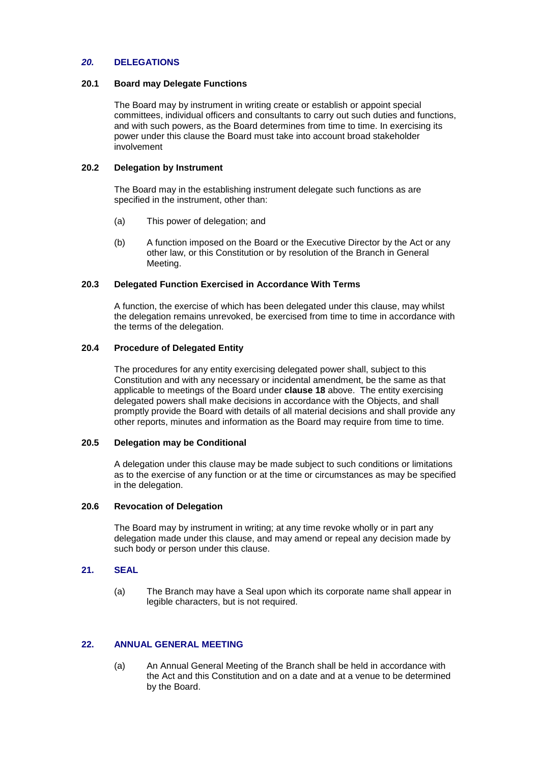## *20.* DELEGATIONS

### 20.1 Board may Delegate Functions

The Board may by instrument in writing create or establish or appoint special committees, individual officers and consultants to carry out such duties and functions, and with such powers, as the Board determines from time to time. In exercising its power under this clause the Board must take into account broad stakeholder involvement

### 20.2 Delegation by Instrument

The Board may in the establishing instrument delegate such functions as are specified in the instrument, other than:

(a) This power of delegation; and

(b) A function imposed on the Board or the Executive Director by the Act or any other law, or this Constitution or by resolution of the Branch in General Meeting.

### 20.3 Delegated Function Exercised in Accordance With Terms

A function, the exercise of which has been delegated under this clause, may whilst the delegation remains unrevoked, be exercised from time to time in accordance with the terms of the delegation.

### 20.4 Procedure of Delegated Entity

The procedures for any entity exercising delegated power shall, subject to this Constitution and with any necessary or incidental amendment, be the same as that applicable to meetings of the Board under **clause 18** above. The entity exercising delegated powers shall make decisions in accordance with the Objects, and shall promptly provide the Board with details of all material decisions and shall provide any other reports, minutes and information as the Board may require from time to time.

### 20.5 Delegation may be Conditional

A delegation under this clause may be made subject to such conditions or limitations as to the exercise of any function or at the time or circumstances as may be specified in the delegation.

### 20.6 Revocation of Delegation

The Board may by instrument in writing; at any time revoke wholly or in part any delegation made under this clause, and may amend or repeal any decision made by such body or person under this clause.

## 21. SEAL

(a) The Branch may have a Seal upon which its corporate name shall appear in legible characters, but is not required.

## 22. ANNUAL GENERAL MEETING

(a) An Annual General Meeting of the Branch shall be held in accordance with the Act and this Constitution and on a date and at a venue to be determined by the Board.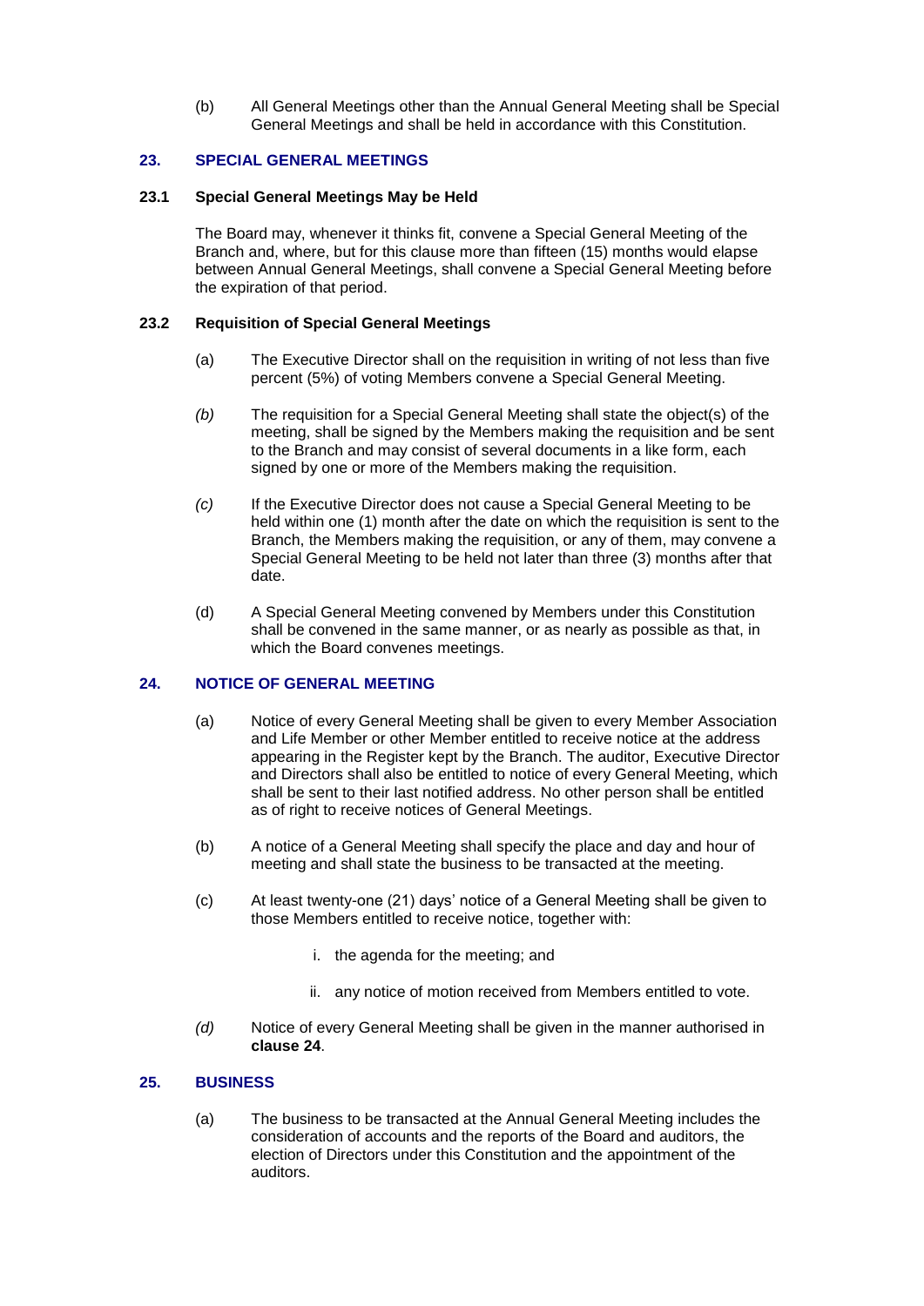(b) All General Meetings other than the Annual General Meeting shall be Special General Meetings and shall be held in accordance with this Constitution.

## 23. SPECIAL GENERAL MEETINGS

### 23.1 Special General Meetings May be Held

The Board may, whenever it thinks fit, convene a Special General Meeting of the Branch and, where, but for this clause more than fifteen (15) months would elapse between Annual General Meetings, shall convene a Special General Meeting before the expiration of that period.

### 23.2 Requisition of Special General Meetings

(a) The Executive Director shall on the requisition in writing of not less than five percent (5%) of voting Members convene a Special General Meeting.

*(b)* The requisition for a Special General Meeting shall state the object(s) of the meeting, shall be signed by the Members making the requisition and be sent to the Branch and may consist of several documents in a like form, each signed by one or more of the Members making the requisition.

*(c)* If the Executive Director does not cause a Special General Meeting to be held within one (1) month after the date on which the requisition is sent to the Branch, the Members making the requisition, or any of them, may convene a Special General Meeting to be held not later than three (3) months after that date.

(d) A Special General Meeting convened by Members under this Constitution shall be convened in the same manner, or as nearly as possible as that, in which the Board convenes meetings.

## 24. NOTICE OF GENERAL MEETING

(a) Notice of every General Meeting shall be given to every Member Association and Life Member or other Member entitled to receive notice at the address appearing in the Register kept by the Branch. The auditor, Executive Director and Directors shall also be entitled to notice of every General Meeting, which shall be sent to their last notified address. No other person shall be entitled as of right to receive notices of General Meetings.

(b) A notice of a General Meeting shall specify the place and day and hour of meeting and shall state the business to be transacted at the meeting.

(c) At least twenty-one (21) days' notice of a General Meeting shall be given to those Members entitled to receive notice, together with:

i. the agenda for the meeting; and

ii. any notice of motion received from Members entitled to vote.

*(d)* Notice of every General Meeting shall be given in the manner authorised in **clause 24**.

## 25. BUSINESS

(a) The business to be transacted at the Annual General Meeting includes the consideration of accounts and the reports of the Board and auditors, the election of Directors under this Constitution and the appointment of the auditors.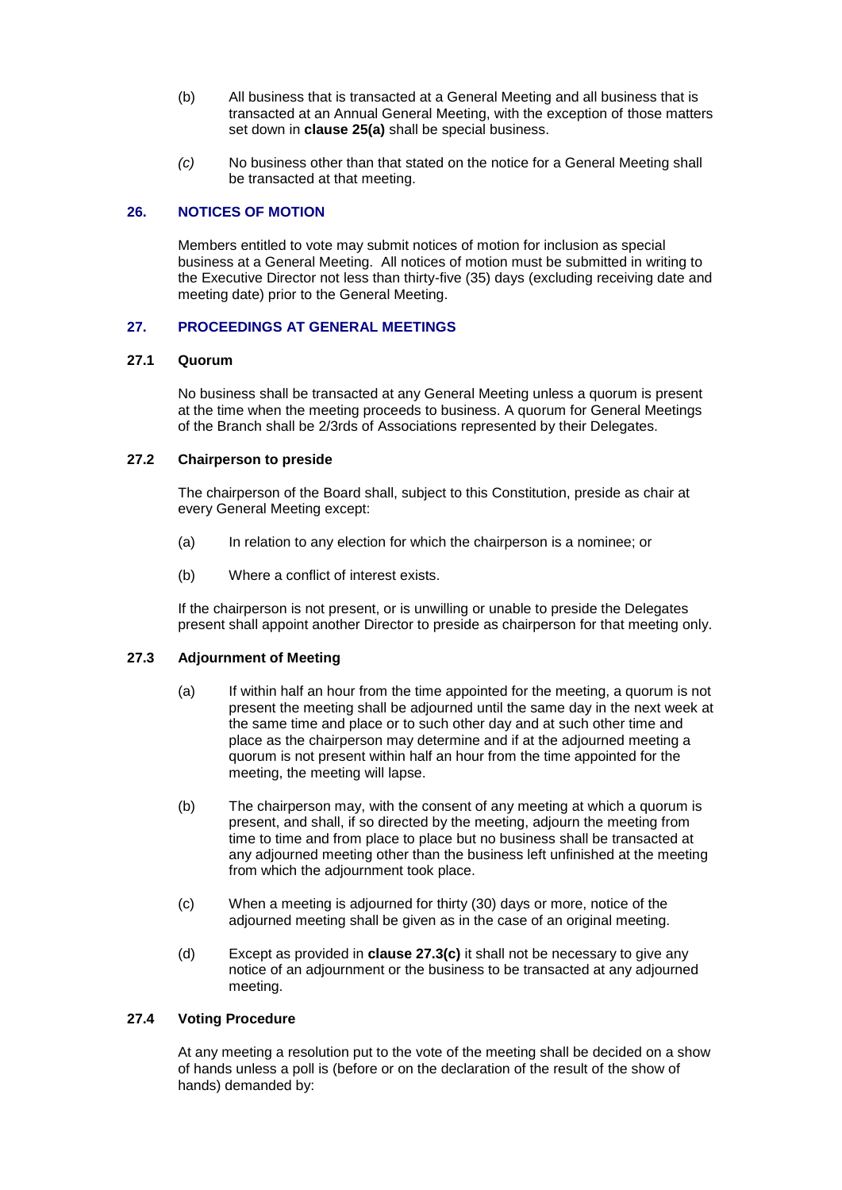(b) All business that is transacted at a General Meeting and all business that is transacted at an Annual General Meeting, with the exception of those matters set down in **clause 25(a)** shall be special business.

*(c)* No business other than that stated on the notice for a General Meeting shall be transacted at that meeting.

## 26. NOTICES OF MOTION

Members entitled to vote may submit notices of motion for inclusion as special business at a General Meeting. All notices of motion must be submitted in writing to the Executive Director not less than thirty-five (35) days (excluding receiving date and meeting date) prior to the General Meeting.

## 27. PROCEEDINGS AT GENERAL MEETINGS

### 27.1 Quorum

No business shall be transacted at any General Meeting unless a quorum is present at the time when the meeting proceeds to business. A quorum for General Meetings of the Branch shall be 2/3rds of Associations represented by their Delegates.

### 27.2 Chairperson to preside

The chairperson of the Board shall, subject to this Constitution, preside as chair at every General Meeting except:

(a) In relation to any election for which the chairperson is a nominee; or

(b) Where a conflict of interest exists.

If the chairperson is not present, or is unwilling or unable to preside the Delegates present shall appoint another Director to preside as chairperson for that meeting only.

### 27.3 Adjournment of Meeting

(a) If within half an hour from the time appointed for the meeting, a quorum is not present the meeting shall be adjourned until the same day in the next week at the same time and place or to such other day and at such other time and place as the chairperson may determine and if at the adjourned meeting a quorum is not present within half an hour from the time appointed for the meeting, the meeting will lapse.

(b) The chairperson may, with the consent of any meeting at which a quorum is present, and shall, if so directed by the meeting, adjourn the meeting from time to time and from place to place but no business shall be transacted at any adjourned meeting other than the business left unfinished at the meeting from which the adjournment took place.

(c) When a meeting is adjourned for thirty (30) days or more, notice of the adjourned meeting shall be given as in the case of an original meeting.

(d) Except as provided in **clause 27.3(c)** it shall not be necessary to give any notice of an adjournment or the business to be transacted at any adjourned meeting.

### 27.4 Voting Procedure

At any meeting a resolution put to the vote of the meeting shall be decided on a show of hands unless a poll is (before or on the declaration of the result of the show of hands) demanded by: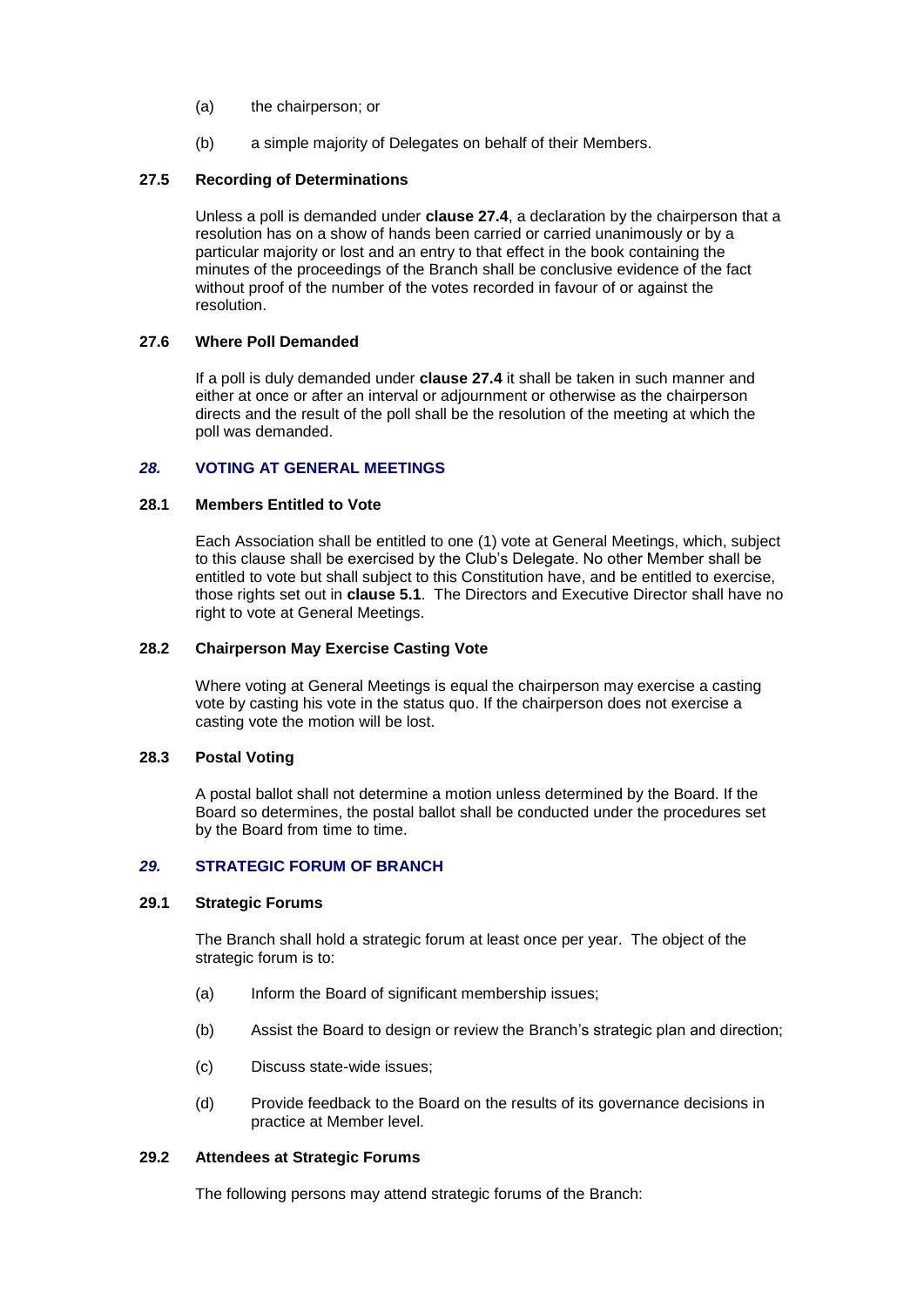(a) the chairperson; or

(b) a simple majority of Delegates on behalf of their Members.

### 27.5 Recording of Determinations

Unless a poll is demanded under **clause 27.4**, a declaration by the chairperson that a resolution has on a show of hands been carried or carried unanimously or by a particular majority or lost and an entry to that effect in the book containing the minutes of the proceedings of the Branch shall be conclusive evidence of the fact without proof of the number of the votes recorded in favour of or against the resolution.

### 27.6 Where Poll Demanded

If a poll is duly demanded under **clause 27.4** it shall be taken in such manner and either at once or after an interval or adjournment or otherwise as the chairperson directs and the result of the poll shall be the resolution of the meeting at which the poll was demanded.

## *28.* VOTING AT GENERAL MEETINGS

### 28.1 Members Entitled to Vote

Each Association shall be entitled to one (1) vote at General Meetings, which, subject to this clause shall be exercised by the Club's Delegate. No other Member shall be entitled to vote but shall subject to this Constitution have, and be entitled to exercise, those rights set out in **clause 5.1**. The Directors and Executive Director shall have no right to vote at General Meetings.

### 28.2 Chairperson May Exercise Casting Vote

Where voting at General Meetings is equal the chairperson may exercise a casting vote by casting his vote in the status quo. If the chairperson does not exercise a casting vote the motion will be lost.

### 28.3 Postal Voting

A postal ballot shall not determine a motion unless determined by the Board. If the Board so determines, the postal ballot shall be conducted under the procedures set by the Board from time to time.

## *29.* STRATEGIC FORUM OF BRANCH

### 29.1 Strategic Forums

The Branch shall hold a strategic forum at least once per year. The object of the strategic forum is to:

(a) Inform the Board of significant membership issues;

(b) Assist the Board to design or review the Branch's strategic plan and direction;

(c) Discuss state-wide issues;

(d) Provide feedback to the Board on the results of its governance decisions in practice at Member level.

### 29.2 Attendees at Strategic Forums

The following persons may attend strategic forums of the Branch: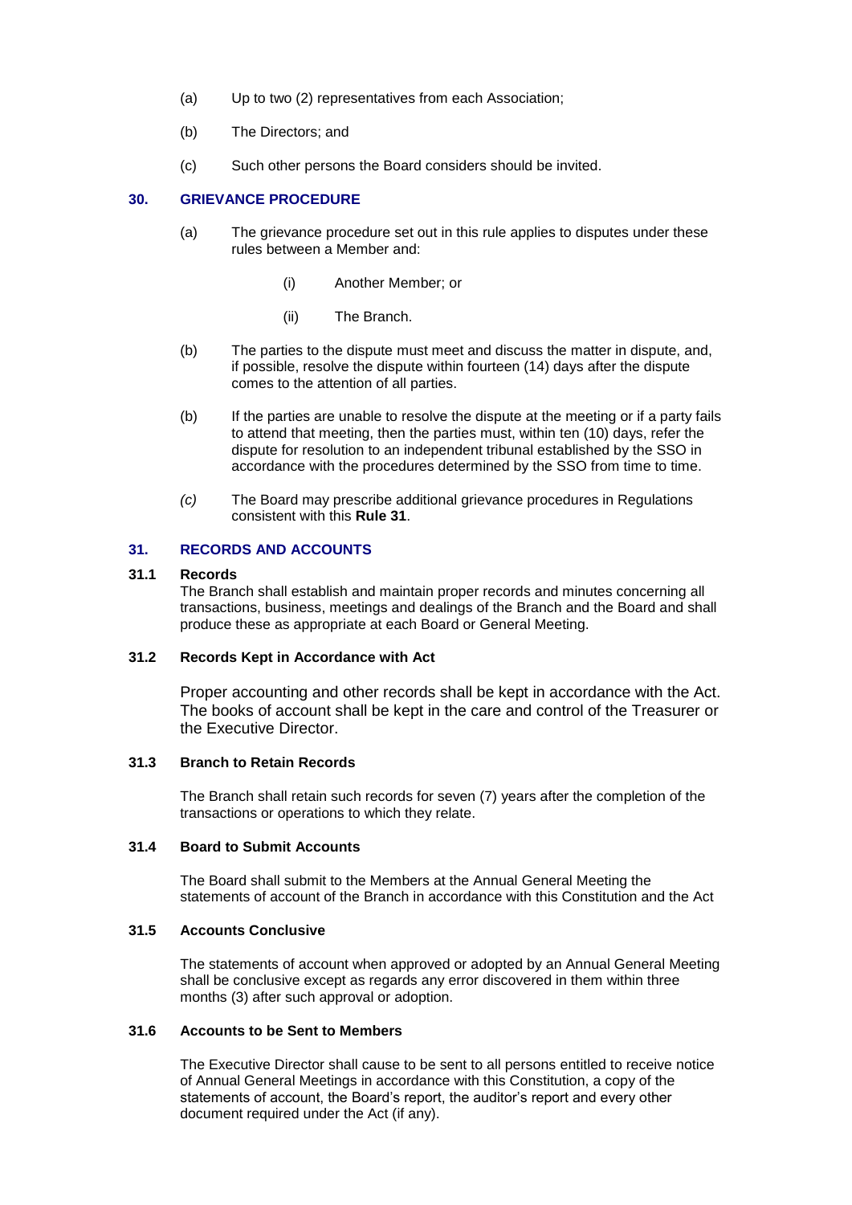(a) Up to two (2) representatives from each Association;

(b) The Directors; and

(c) Such other persons the Board considers should be invited.

## 30. GRIEVANCE PROCEDURE

(a) The grievance procedure set out in this rule applies to disputes under these rules between a Member and:

  (i) Another Member; or

  (ii) The Branch.

(b) The parties to the dispute must meet and discuss the matter in dispute, and, if possible, resolve the dispute within fourteen (14) days after the dispute comes to the attention of all parties.

(b) If the parties are unable to resolve the dispute at the meeting or if a party fails to attend that meeting, then the parties must, within ten (10) days, refer the dispute for resolution to an independent tribunal established by the SSO in accordance with the procedures determined by the SSO from time to time.

*(c)* The Board may prescribe additional grievance procedures in Regulations consistent with this **Rule 31**.

## 31. RECORDS AND ACCOUNTS

### 31.1 Records

The Branch shall establish and maintain proper records and minutes concerning all transactions, business, meetings and dealings of the Branch and the Board and shall produce these as appropriate at each Board or General Meeting.

### 31.2 Records Kept in Accordance with Act

Proper accounting and other records shall be kept in accordance with the Act. The books of account shall be kept in the care and control of the Treasurer or the Executive Director.

### 31.3 Branch to Retain Records

The Branch shall retain such records for seven (7) years after the completion of the transactions or operations to which they relate.

### 31.4 Board to Submit Accounts

The Board shall submit to the Members at the Annual General Meeting the statements of account of the Branch in accordance with this Constitution and the Act

### 31.5 Accounts Conclusive

The statements of account when approved or adopted by an Annual General Meeting shall be conclusive except as regards any error discovered in them within three months (3) after such approval or adoption.

### 31.6 Accounts to be Sent to Members

The Executive Director shall cause to be sent to all persons entitled to receive notice of Annual General Meetings in accordance with this Constitution, a copy of the statements of account, the Board's report, the auditor's report and every other document required under the Act (if any).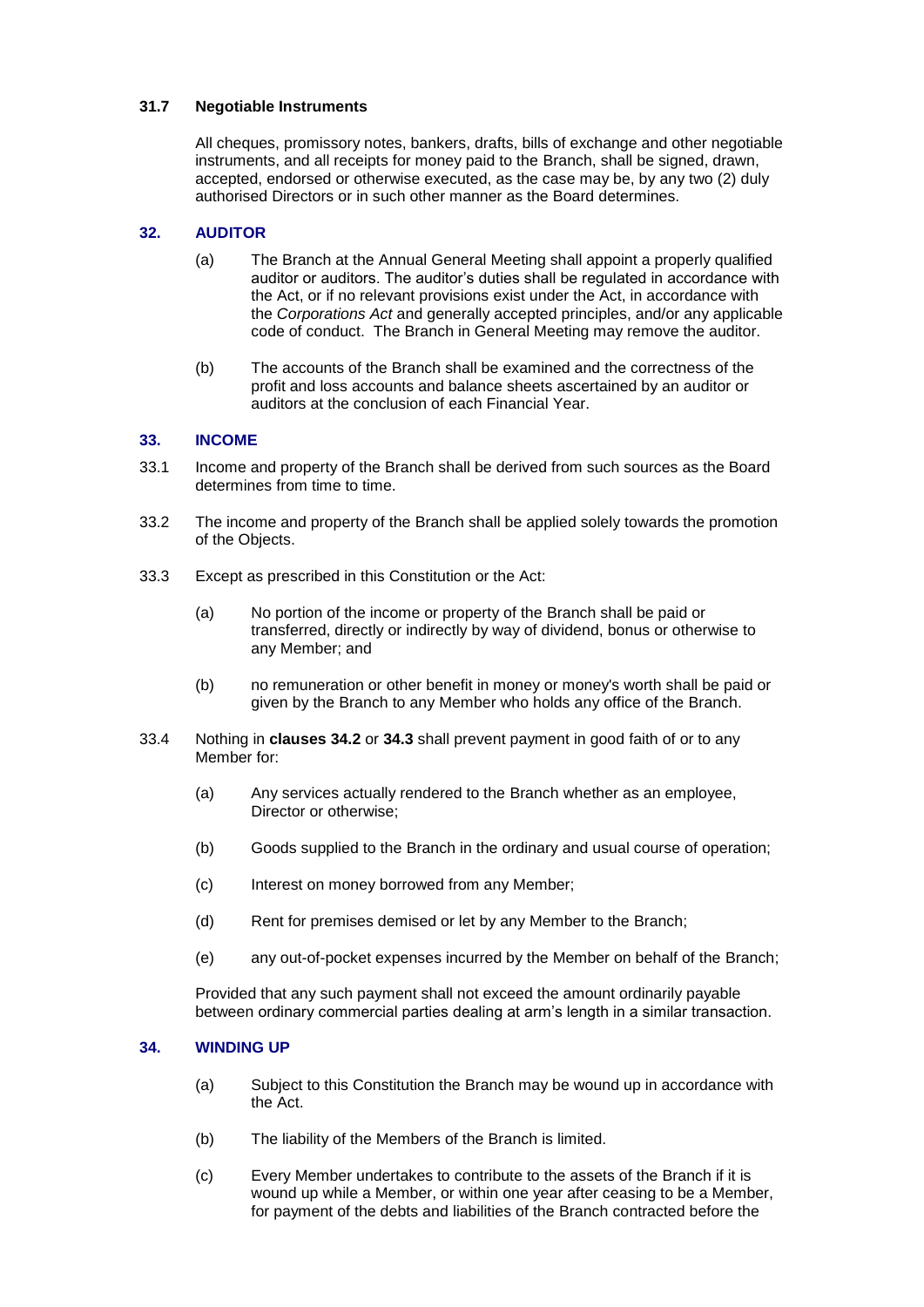### 31.7 Negotiable Instruments

All cheques, promissory notes, bankers, drafts, bills of exchange and other negotiable instruments, and all receipts for money paid to the Branch, shall be signed, drawn, accepted, endorsed or otherwise executed, as the case may be, by any two (2) duly authorised Directors or in such other manner as the Board determines.

## 32. AUDITOR

(a) The Branch at the Annual General Meeting shall appoint a properly qualified auditor or auditors. The auditor's duties shall be regulated in accordance with the Act, or if no relevant provisions exist under the Act, in accordance with the *Corporations Act* and generally accepted principles, and/or any applicable code of conduct. The Branch in General Meeting may remove the auditor.

(b) The accounts of the Branch shall be examined and the correctness of the profit and loss accounts and balance sheets ascertained by an auditor or auditors at the conclusion of each Financial Year.

## 33. INCOME

33.1 Income and property of the Branch shall be derived from such sources as the Board determines from time to time.

33.2 The income and property of the Branch shall be applied solely towards the promotion of the Objects.

33.3 Except as prescribed in this Constitution or the Act:

(a) No portion of the income or property of the Branch shall be paid or transferred, directly or indirectly by way of dividend, bonus or otherwise to any Member; and

(b) no remuneration or other benefit in money or money's worth shall be paid or given by the Branch to any Member who holds any office of the Branch.

33.4 Nothing in **clauses 34.2** or **34.3** shall prevent payment in good faith of or to any Member for:

(a) Any services actually rendered to the Branch whether as an employee, Director or otherwise;

(b) Goods supplied to the Branch in the ordinary and usual course of operation;

(c) Interest on money borrowed from any Member;

(d) Rent for premises demised or let by any Member to the Branch;

(e) any out-of-pocket expenses incurred by the Member on behalf of the Branch;

Provided that any such payment shall not exceed the amount ordinarily payable between ordinary commercial parties dealing at arm's length in a similar transaction.

## 34. WINDING UP

(a) Subject to this Constitution the Branch may be wound up in accordance with the Act.

(b) The liability of the Members of the Branch is limited.

(c) Every Member undertakes to contribute to the assets of the Branch if it is wound up while a Member, or within one year after ceasing to be a Member, for payment of the debts and liabilities of the Branch contracted before the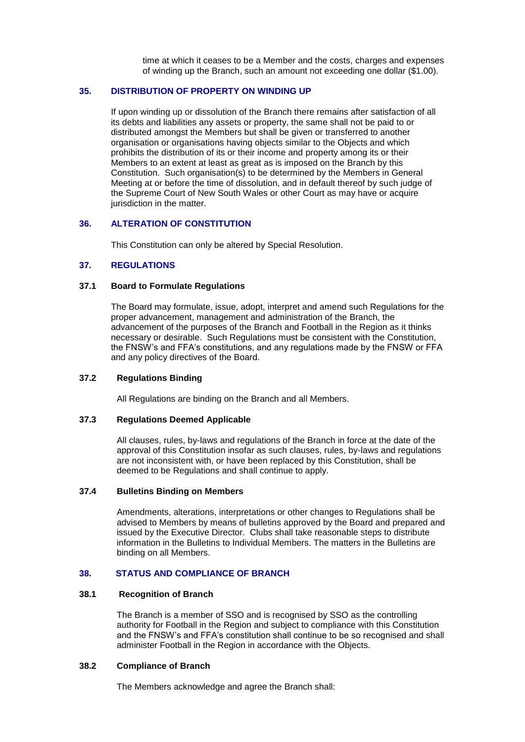time at which it ceases to be a Member and the costs, charges and expenses of winding up the Branch, such an amount not exceeding one dollar ($1.00).

## 35. DISTRIBUTION OF PROPERTY ON WINDING UP

If upon winding up or dissolution of the Branch there remains after satisfaction of all its debts and liabilities any assets or property, the same shall not be paid to or distributed amongst the Members but shall be given or transferred to another organisation or organisations having objects similar to the Objects and which prohibits the distribution of its or their income and property among its or their Members to an extent at least as great as is imposed on the Branch by this Constitution. Such organisation(s) to be determined by the Members in General Meeting at or before the time of dissolution, and in default thereof by such judge of the Supreme Court of New South Wales or other Court as may have or acquire jurisdiction in the matter.

## 36. ALTERATION OF CONSTITUTION

This Constitution can only be altered by Special Resolution.

## 37. REGULATIONS

### 37.1 Board to Formulate Regulations

The Board may formulate, issue, adopt, interpret and amend such Regulations for the proper advancement, management and administration of the Branch, the advancement of the purposes of the Branch and Football in the Region as it thinks necessary or desirable. Such Regulations must be consistent with the Constitution, the FNSW's and FFA's constitutions, and any regulations made by the FNSW or FFA and any policy directives of the Board.

### 37.2 Regulations Binding

All Regulations are binding on the Branch and all Members.

### 37.3 Regulations Deemed Applicable

All clauses, rules, by-laws and regulations of the Branch in force at the date of the approval of this Constitution insofar as such clauses, rules, by-laws and regulations are not inconsistent with, or have been replaced by this Constitution, shall be deemed to be Regulations and shall continue to apply.

### 37.4 Bulletins Binding on Members

Amendments, alterations, interpretations or other changes to Regulations shall be advised to Members by means of bulletins approved by the Board and prepared and issued by the Executive Director. Clubs shall take reasonable steps to distribute information in the Bulletins to Individual Members. The matters in the Bulletins are binding on all Members.

## 38. STATUS AND COMPLIANCE OF BRANCH

### 38.1 Recognition of Branch

The Branch is a member of SSO and is recognised by SSO as the controlling authority for Football in the Region and subject to compliance with this Constitution and the FNSW's and FFA's constitution shall continue to be so recognised and shall administer Football in the Region in accordance with the Objects.

### 38.2 Compliance of Branch

The Members acknowledge and agree the Branch shall: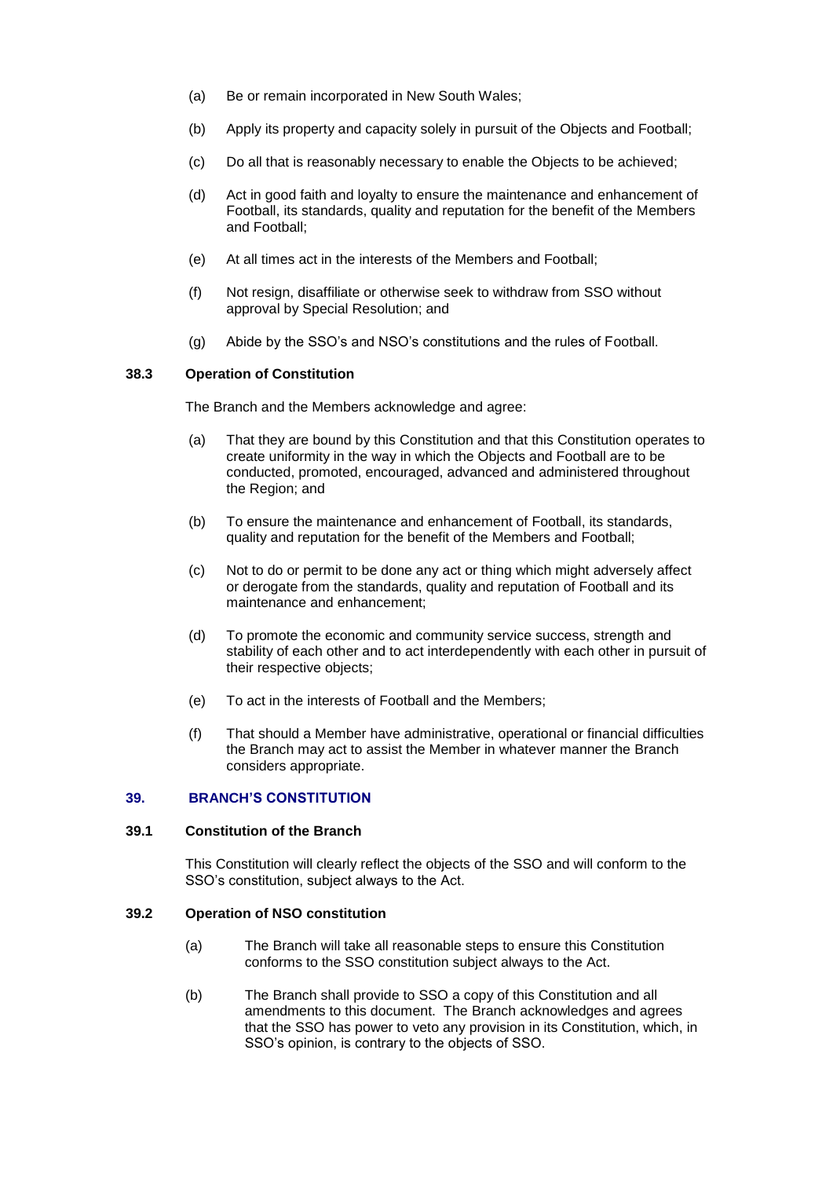(a) Be or remain incorporated in New South Wales;

(b) Apply its property and capacity solely in pursuit of the Objects and Football;

(c) Do all that is reasonably necessary to enable the Objects to be achieved;

(d) Act in good faith and loyalty to ensure the maintenance and enhancement of Football, its standards, quality and reputation for the benefit of the Members and Football;

(e) At all times act in the interests of the Members and Football;

(f) Not resign, disaffiliate or otherwise seek to withdraw from SSO without approval by Special Resolution; and

(g) Abide by the SSO's and NSO's constitutions and the rules of Football.

**38.3 Operation of Constitution**

The Branch and the Members acknowledge and agree:

(a) That they are bound by this Constitution and that this Constitution operates to create uniformity in the way in which the Objects and Football are to be conducted, promoted, encouraged, advanced and administered throughout the Region; and

(b) To ensure the maintenance and enhancement of Football, its standards, quality and reputation for the benefit of the Members and Football;

(c) Not to do or permit to be done any act or thing which might adversely affect or derogate from the standards, quality and reputation of Football and its maintenance and enhancement;

(d) To promote the economic and community service success, strength and stability of each other and to act interdependently with each other in pursuit of their respective objects;

(e) To act in the interests of Football and the Members;

(f) That should a Member have administrative, operational or financial difficulties the Branch may act to assist the Member in whatever manner the Branch considers appropriate.

## 39. BRANCH'S CONSTITUTION

**39.1 Constitution of the Branch**

This Constitution will clearly reflect the objects of the SSO and will conform to the SSO's constitution, subject always to the Act.

**39.2 Operation of NSO constitution**

(a) The Branch will take all reasonable steps to ensure this Constitution conforms to the SSO constitution subject always to the Act.

(b) The Branch shall provide to SSO a copy of this Constitution and all amendments to this document. The Branch acknowledges and agrees that the SSO has power to veto any provision in its Constitution, which, in SSO's opinion, is contrary to the objects of SSO.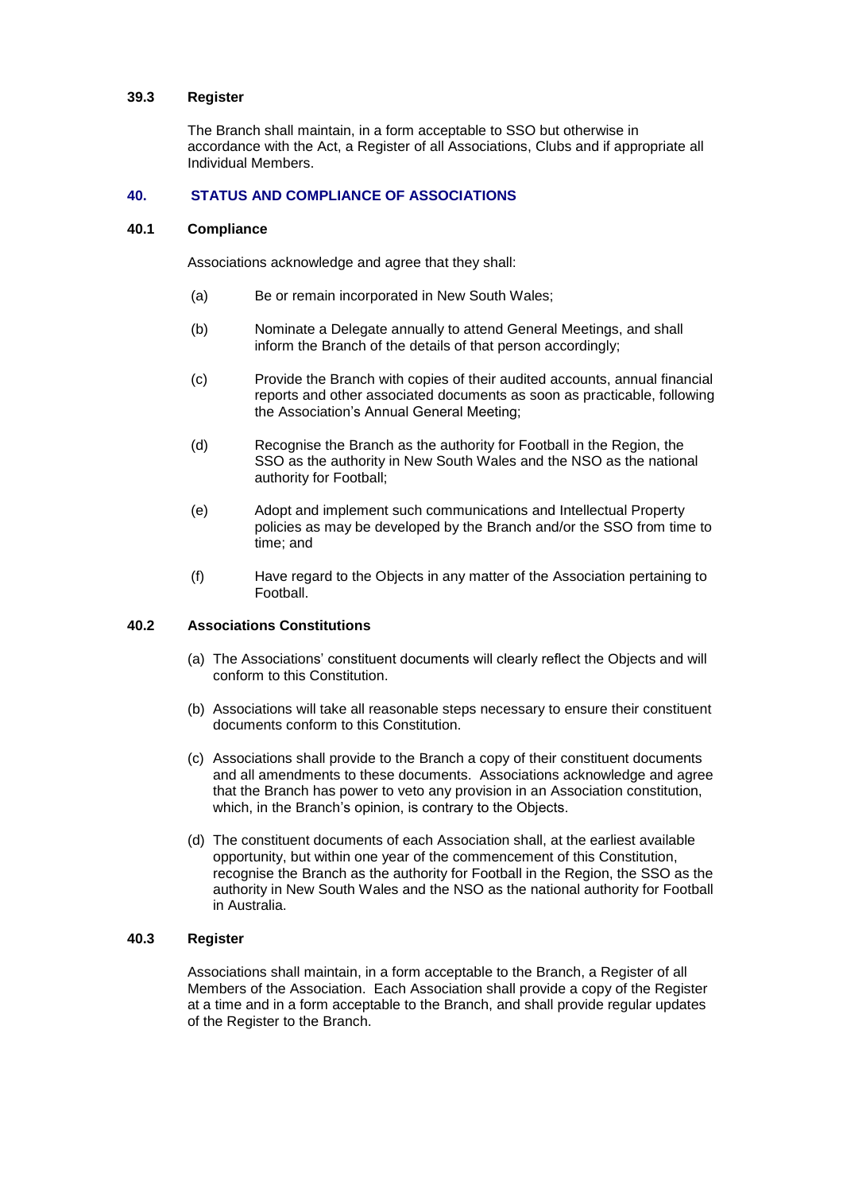### 39.3 Register

The Branch shall maintain, in a form acceptable to SSO but otherwise in accordance with the Act, a Register of all Associations, Clubs and if appropriate all Individual Members.

## 40. STATUS AND COMPLIANCE OF ASSOCIATIONS

### 40.1 Compliance

Associations acknowledge and agree that they shall:

(a) Be or remain incorporated in New South Wales;

(b) Nominate a Delegate annually to attend General Meetings, and shall inform the Branch of the details of that person accordingly;

(c) Provide the Branch with copies of their audited accounts, annual financial reports and other associated documents as soon as practicable, following the Association's Annual General Meeting;

(d) Recognise the Branch as the authority for Football in the Region, the SSO as the authority in New South Wales and the NSO as the national authority for Football;

(e) Adopt and implement such communications and Intellectual Property policies as may be developed by the Branch and/or the SSO from time to time; and

(f) Have regard to the Objects in any matter of the Association pertaining to Football.

### 40.2 Associations Constitutions

(a) The Associations' constituent documents will clearly reflect the Objects and will conform to this Constitution.

(b) Associations will take all reasonable steps necessary to ensure their constituent documents conform to this Constitution.

(c) Associations shall provide to the Branch a copy of their constituent documents and all amendments to these documents. Associations acknowledge and agree that the Branch has power to veto any provision in an Association constitution, which, in the Branch's opinion, is contrary to the Objects.

(d) The constituent documents of each Association shall, at the earliest available opportunity, but within one year of the commencement of this Constitution, recognise the Branch as the authority for Football in the Region, the SSO as the authority in New South Wales and the NSO as the national authority for Football in Australia.

### 40.3 Register

Associations shall maintain, in a form acceptable to the Branch, a Register of all Members of the Association. Each Association shall provide a copy of the Register at a time and in a form acceptable to the Branch, and shall provide regular updates of the Register to the Branch.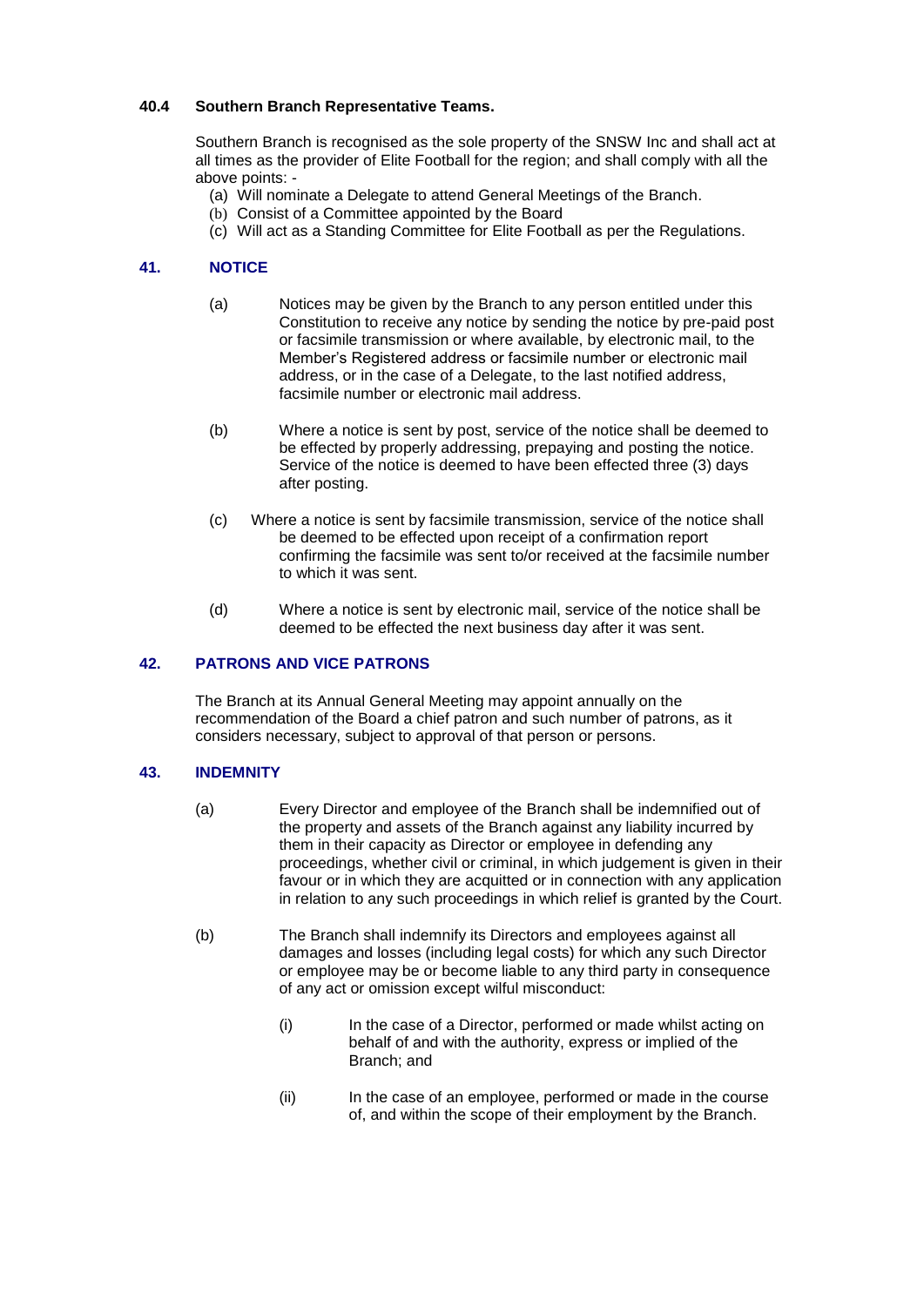### 40.4 Southern Branch Representative Teams.

Southern Branch is recognised as the sole property of the SNSW Inc and shall act at all times as the provider of Elite Football for the region; and shall comply with all the above points: -

(a) Will nominate a Delegate to attend General Meetings of the Branch.
(b) Consist of a Committee appointed by the Board
(c) Will act as a Standing Committee for Elite Football as per the Regulations.

## 41. NOTICE

(a) Notices may be given by the Branch to any person entitled under this Constitution to receive any notice by sending the notice by pre-paid post or facsimile transmission or where available, by electronic mail, to the Member's Registered address or facsimile number or electronic mail address, or in the case of a Delegate, to the last notified address, facsimile number or electronic mail address.

(b) Where a notice is sent by post, service of the notice shall be deemed to be effected by properly addressing, prepaying and posting the notice. Service of the notice is deemed to have been effected three (3) days after posting.

(c) Where a notice is sent by facsimile transmission, service of the notice shall be deemed to be effected upon receipt of a confirmation report confirming the facsimile was sent to/or received at the facsimile number to which it was sent.

(d) Where a notice is sent by electronic mail, service of the notice shall be deemed to be effected the next business day after it was sent.

## 42. PATRONS AND VICE PATRONS

The Branch at its Annual General Meeting may appoint annually on the recommendation of the Board a chief patron and such number of patrons, as it considers necessary, subject to approval of that person or persons.

## 43. INDEMNITY

(a) Every Director and employee of the Branch shall be indemnified out of the property and assets of the Branch against any liability incurred by them in their capacity as Director or employee in defending any proceedings, whether civil or criminal, in which judgement is given in their favour or in which they are acquitted or in connection with any application in relation to any such proceedings in which relief is granted by the Court.

(b) The Branch shall indemnify its Directors and employees against all damages and losses (including legal costs) for which any such Director or employee may be or become liable to any third party in consequence of any act or omission except wilful misconduct:

(i) In the case of a Director, performed or made whilst acting on behalf of and with the authority, express or implied of the Branch; and

(ii) In the case of an employee, performed or made in the course of, and within the scope of their employment by the Branch.